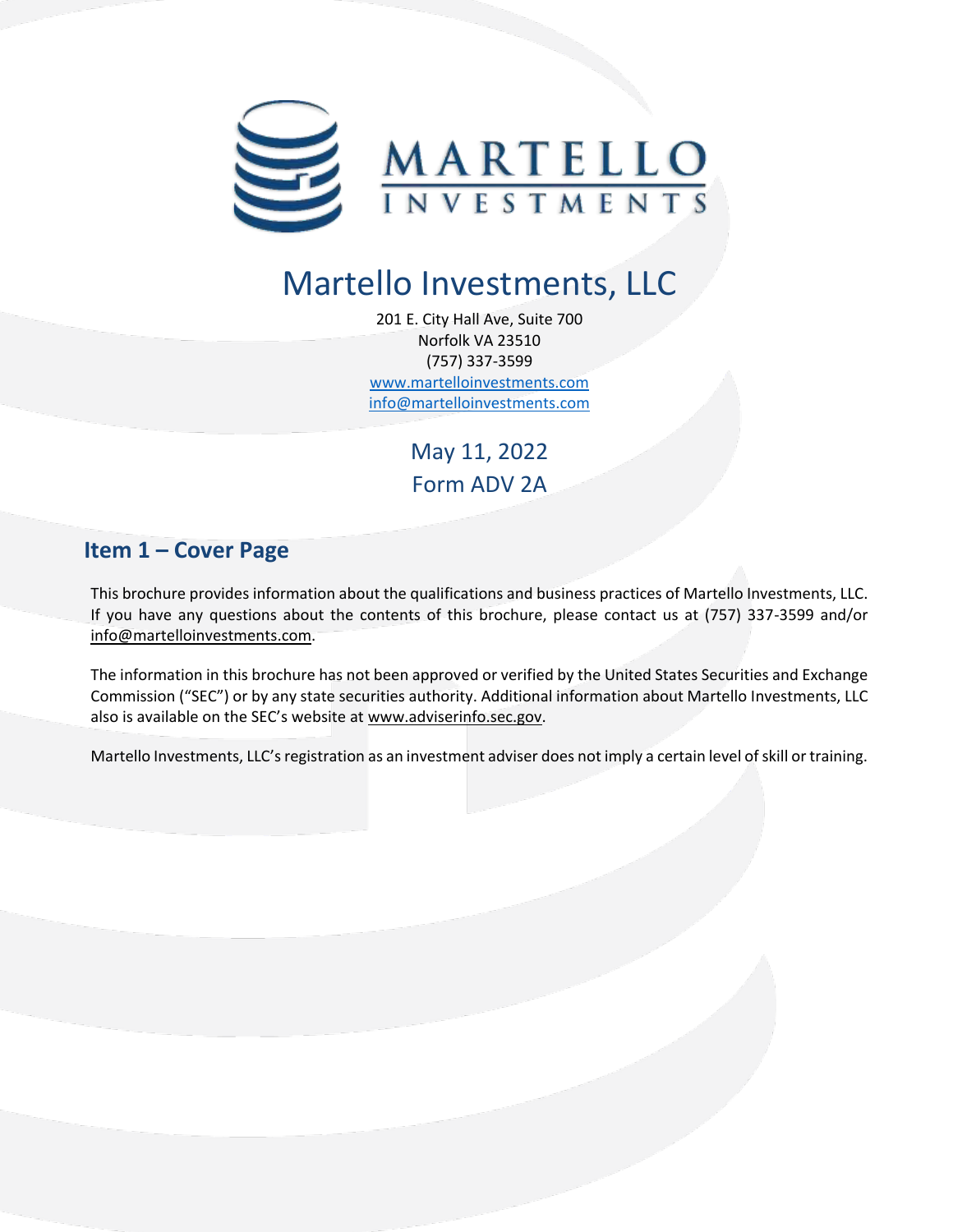# Martello Investments, LLC

201 E. City Hall Ave, Suite 700
Norfolk VA 23510
(757) 337-3599
www.martelloinvestments.com
info@martelloinvestments.com

May 11, 2022
Form ADV 2A

## Item 1 – Cover Page

This brochure provides information about the qualifications and business practices of Martello Investments, LLC. If you have any questions about the contents of this brochure, please contact us at (757) 337-3599 and/or info@martelloinvestments.com.

The information in this brochure has not been approved or verified by the United States Securities and Exchange Commission ("SEC") or by any state securities authority. Additional information about Martello Investments, LLC also is available on the SEC's website at www.adviserinfo.sec.gov.

Martello Investments, LLC's registration as an investment adviser does not imply a certain level of skill or training.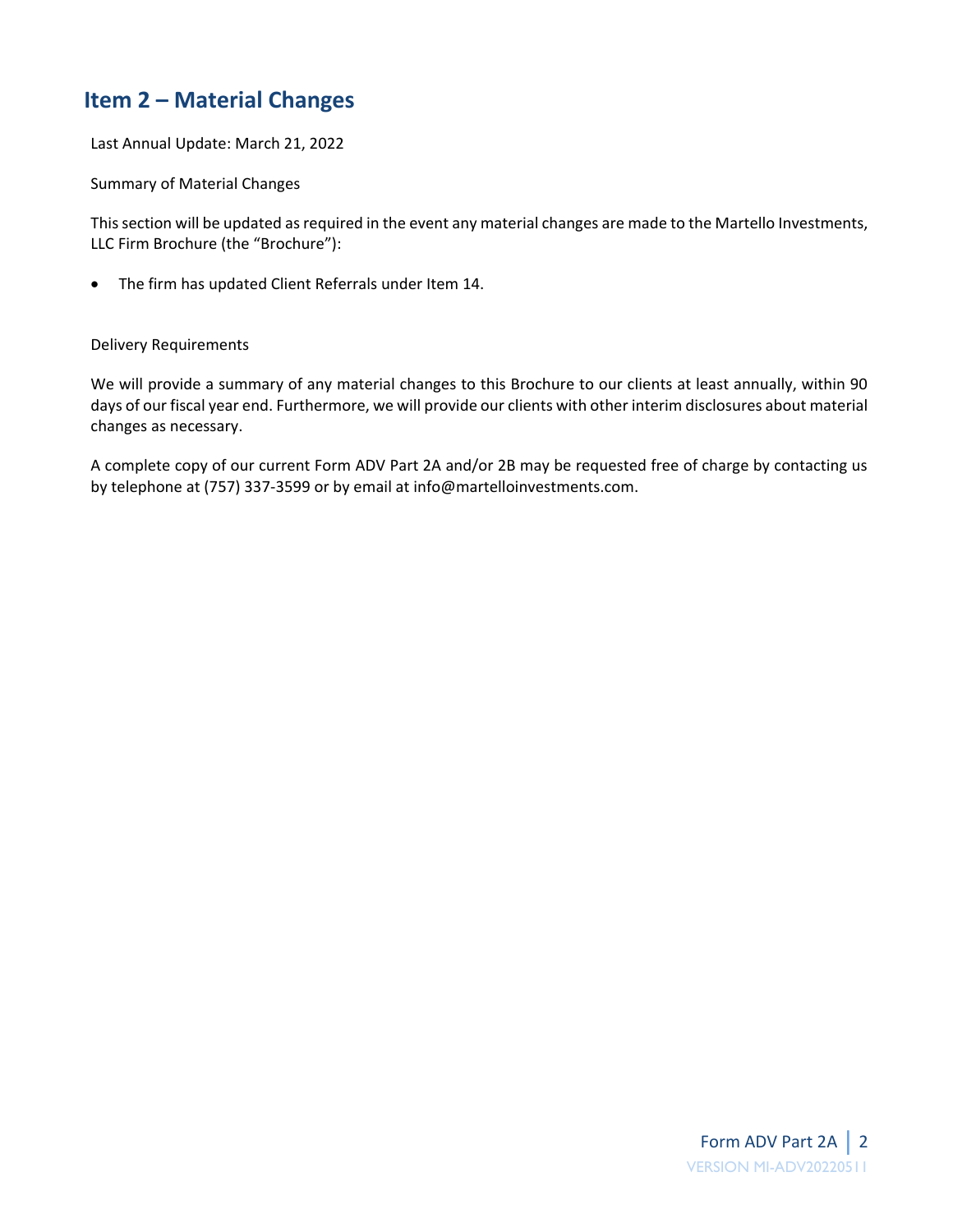## Item 2 – Material Changes

Last Annual Update: March 21, 2022

Summary of Material Changes

This section will be updated as required in the event any material changes are made to the Martello Investments, LLC Firm Brochure (the "Brochure"):

- The firm has updated Client Referrals under Item 14.

Delivery Requirements

We will provide a summary of any material changes to this Brochure to our clients at least annually, within 90 days of our fiscal year end. Furthermore, we will provide our clients with other interim disclosures about material changes as necessary.

A complete copy of our current Form ADV Part 2A and/or 2B may be requested free of charge by contacting us by telephone at (757) 337-3599 or by email at info@martelloinvestments.com.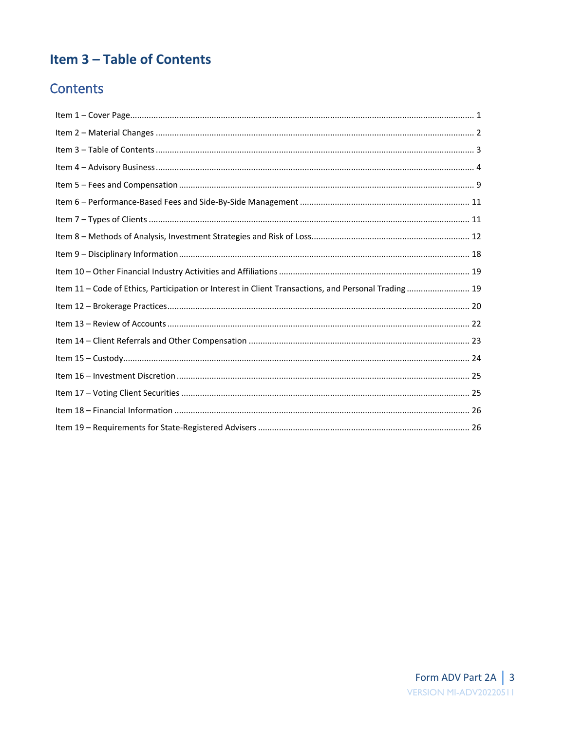# Item 3 – Table of Contents

## Contents

Item 1 – Cover Page ..... 1

Item 2 – Material Changes ..... 2

Item 3 – Table of Contents ..... 3

Item 4 – Advisory Business ..... 4

Item 5 – Fees and Compensation ..... 9

Item 6 – Performance-Based Fees and Side-By-Side Management ..... 11

Item 7 – Types of Clients ..... 11

Item 8 – Methods of Analysis, Investment Strategies and Risk of Loss ..... 12

Item 9 – Disciplinary Information ..... 18

Item 10 – Other Financial Industry Activities and Affiliations ..... 19

Item 11 – Code of Ethics, Participation or Interest in Client Transactions, and Personal Trading ..... 19

Item 12 – Brokerage Practices ..... 20

Item 13 – Review of Accounts ..... 22

Item 14 – Client Referrals and Other Compensation ..... 23

Item 15 – Custody ..... 24

Item 16 – Investment Discretion ..... 25

Item 17 – Voting Client Securities ..... 25

Item 18 – Financial Information ..... 26

Item 19 – Requirements for State-Registered Advisers ..... 26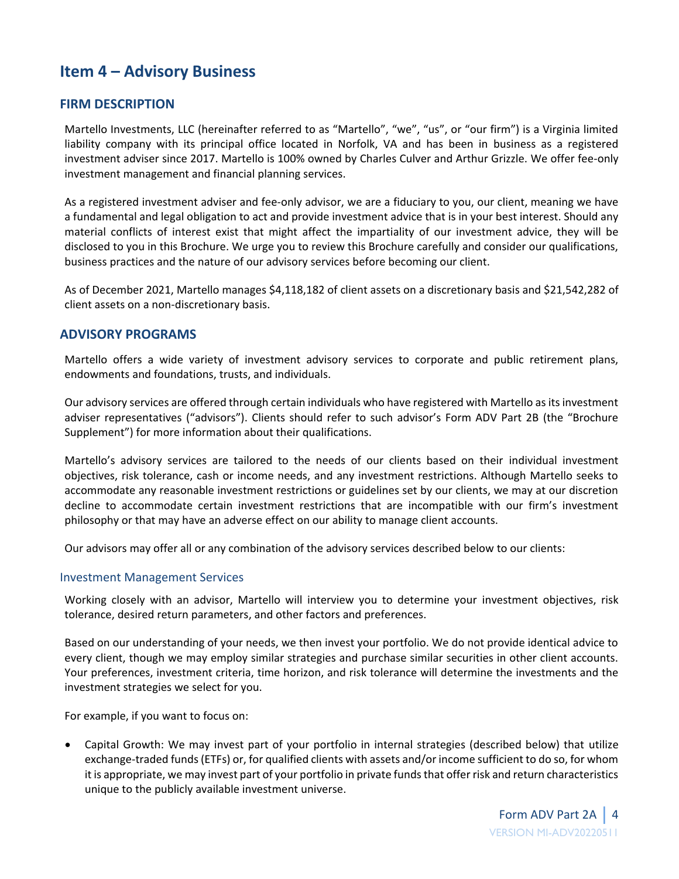# Item 4 – Advisory Business

## FIRM DESCRIPTION

Martello Investments, LLC (hereinafter referred to as "Martello", "we", "us", or "our firm") is a Virginia limited liability company with its principal office located in Norfolk, VA and has been in business as a registered investment adviser since 2017. Martello is 100% owned by Charles Culver and Arthur Grizzle. We offer fee-only investment management and financial planning services.

As a registered investment adviser and fee-only advisor, we are a fiduciary to you, our client, meaning we have a fundamental and legal obligation to act and provide investment advice that is in your best interest. Should any material conflicts of interest exist that might affect the impartiality of our investment advice, they will be disclosed to you in this Brochure. We urge you to review this Brochure carefully and consider our qualifications, business practices and the nature of our advisory services before becoming our client.

As of December 2021, Martello manages $4,118,182 of client assets on a discretionary basis and $21,542,282 of client assets on a non-discretionary basis.

## ADVISORY PROGRAMS

Martello offers a wide variety of investment advisory services to corporate and public retirement plans, endowments and foundations, trusts, and individuals.

Our advisory services are offered through certain individuals who have registered with Martello as its investment adviser representatives ("advisors"). Clients should refer to such advisor's Form ADV Part 2B (the "Brochure Supplement") for more information about their qualifications.

Martello's advisory services are tailored to the needs of our clients based on their individual investment objectives, risk tolerance, cash or income needs, and any investment restrictions. Although Martello seeks to accommodate any reasonable investment restrictions or guidelines set by our clients, we may at our discretion decline to accommodate certain investment restrictions that are incompatible with our firm's investment philosophy or that may have an adverse effect on our ability to manage client accounts.

Our advisors may offer all or any combination of the advisory services described below to our clients:

### Investment Management Services

Working closely with an advisor, Martello will interview you to determine your investment objectives, risk tolerance, desired return parameters, and other factors and preferences.

Based on our understanding of your needs, we then invest your portfolio. We do not provide identical advice to every client, though we may employ similar strategies and purchase similar securities in other client accounts. Your preferences, investment criteria, time horizon, and risk tolerance will determine the investments and the investment strategies we select for you.

For example, if you want to focus on:

- Capital Growth: We may invest part of your portfolio in internal strategies (described below) that utilize exchange-traded funds (ETFs) or, for qualified clients with assets and/or income sufficient to do so, for whom it is appropriate, we may invest part of your portfolio in private funds that offer risk and return characteristics unique to the publicly available investment universe.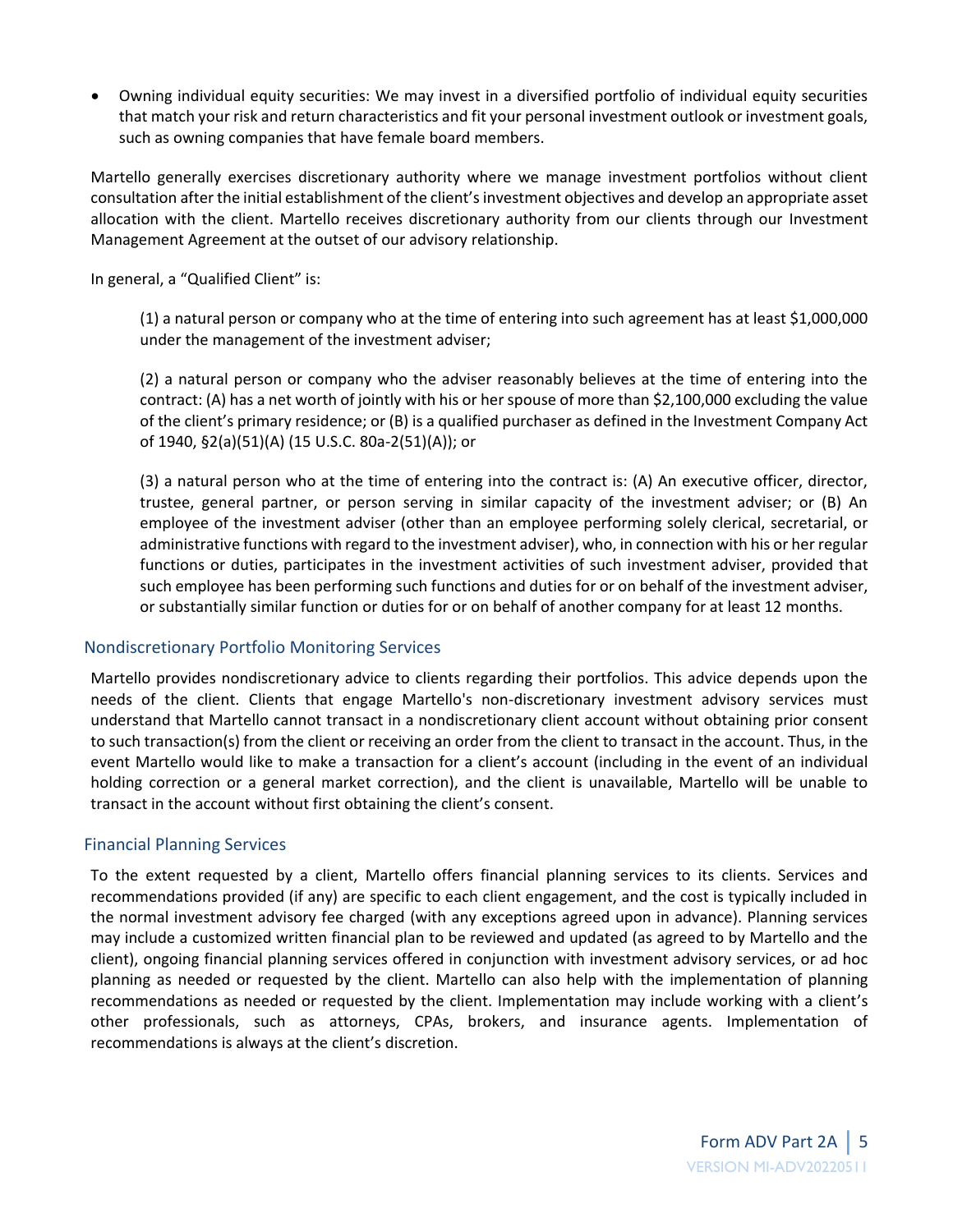- Owning individual equity securities: We may invest in a diversified portfolio of individual equity securities that match your risk and return characteristics and fit your personal investment outlook or investment goals, such as owning companies that have female board members.

Martello generally exercises discretionary authority where we manage investment portfolios without client consultation after the initial establishment of the client's investment objectives and develop an appropriate asset allocation with the client. Martello receives discretionary authority from our clients through our Investment Management Agreement at the outset of our advisory relationship.

In general, a "Qualified Client" is:

> (1) a natural person or company who at the time of entering into such agreement has at least $1,000,000 under the management of the investment adviser;
>
> (2) a natural person or company who the adviser reasonably believes at the time of entering into the contract: (A) has a net worth of jointly with his or her spouse of more than $2,100,000 excluding the value of the client's primary residence; or (B) is a qualified purchaser as defined in the Investment Company Act of 1940, §2(a)(51)(A) (15 U.S.C. 80a-2(51)(A)); or
>
> (3) a natural person who at the time of entering into the contract is: (A) An executive officer, director, trustee, general partner, or person serving in similar capacity of the investment adviser; or (B) An employee of the investment adviser (other than an employee performing solely clerical, secretarial, or administrative functions with regard to the investment adviser), who, in connection with his or her regular functions or duties, participates in the investment activities of such investment adviser, provided that such employee has been performing such functions and duties for or on behalf of the investment adviser, or substantially similar function or duties for or on behalf of another company for at least 12 months.

### Nondiscretionary Portfolio Monitoring Services

Martello provides nondiscretionary advice to clients regarding their portfolios. This advice depends upon the needs of the client. Clients that engage Martello's non-discretionary investment advisory services must understand that Martello cannot transact in a nondiscretionary client account without obtaining prior consent to such transaction(s) from the client or receiving an order from the client to transact in the account. Thus, in the event Martello would like to make a transaction for a client's account (including in the event of an individual holding correction or a general market correction), and the client is unavailable, Martello will be unable to transact in the account without first obtaining the client's consent.

### Financial Planning Services

To the extent requested by a client, Martello offers financial planning services to its clients. Services and recommendations provided (if any) are specific to each client engagement, and the cost is typically included in the normal investment advisory fee charged (with any exceptions agreed upon in advance). Planning services may include a customized written financial plan to be reviewed and updated (as agreed to by Martello and the client), ongoing financial planning services offered in conjunction with investment advisory services, or ad hoc planning as needed or requested by the client. Martello can also help with the implementation of planning recommendations as needed or requested by the client. Implementation may include working with a client's other professionals, such as attorneys, CPAs, brokers, and insurance agents. Implementation of recommendations is always at the client's discretion.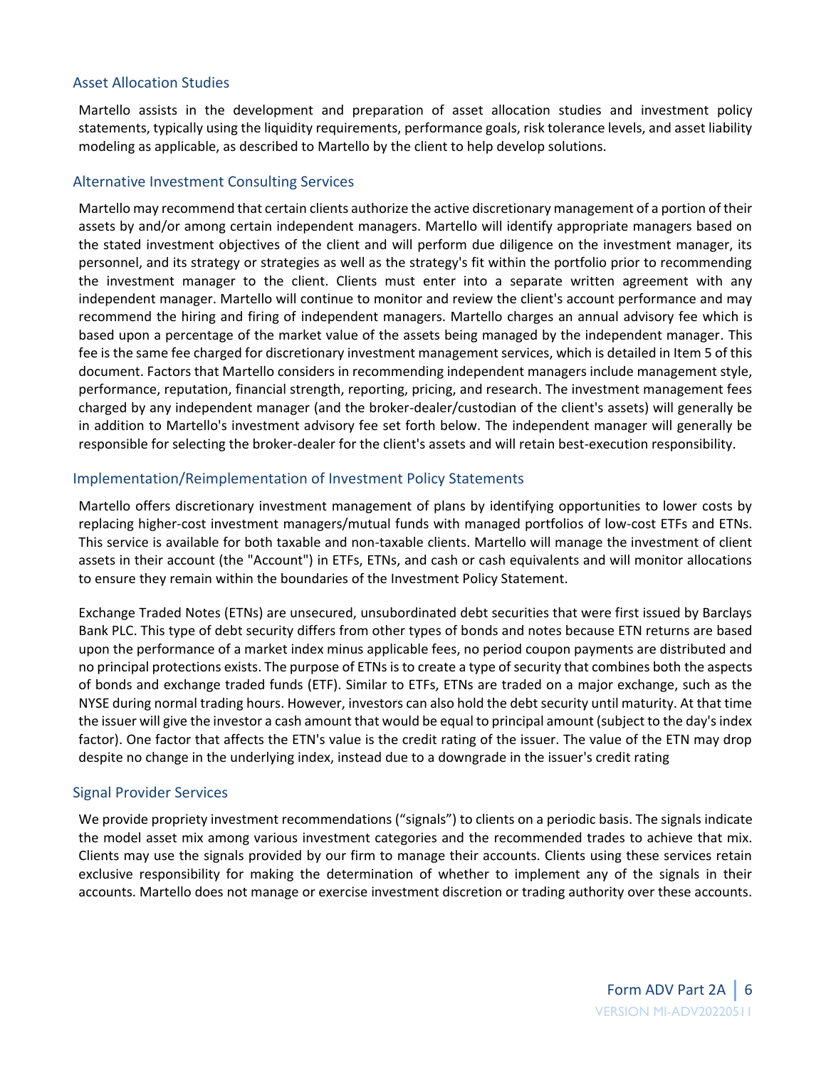### Asset Allocation Studies

Martello assists in the development and preparation of asset allocation studies and investment policy statements, typically using the liquidity requirements, performance goals, risk tolerance levels, and asset liability modeling as applicable, as described to Martello by the client to help develop solutions.

### Alternative Investment Consulting Services

Martello may recommend that certain clients authorize the active discretionary management of a portion of their assets by and/or among certain independent managers. Martello will identify appropriate managers based on the stated investment objectives of the client and will perform due diligence on the investment manager, its personnel, and its strategy or strategies as well as the strategy's fit within the portfolio prior to recommending the investment manager to the client. Clients must enter into a separate written agreement with any independent manager. Martello will continue to monitor and review the client's account performance and may recommend the hiring and firing of independent managers. Martello charges an annual advisory fee which is based upon a percentage of the market value of the assets being managed by the independent manager. This fee is the same fee charged for discretionary investment management services, which is detailed in Item 5 of this document. Factors that Martello considers in recommending independent managers include management style, performance, reputation, financial strength, reporting, pricing, and research. The investment management fees charged by any independent manager (and the broker-dealer/custodian of the client's assets) will generally be in addition to Martello's investment advisory fee set forth below. The independent manager will generally be responsible for selecting the broker-dealer for the client's assets and will retain best-execution responsibility.

### Implementation/Reimplementation of Investment Policy Statements

Martello offers discretionary investment management of plans by identifying opportunities to lower costs by replacing higher-cost investment managers/mutual funds with managed portfolios of low-cost ETFs and ETNs. This service is available for both taxable and non-taxable clients. Martello will manage the investment of client assets in their account (the "Account") in ETFs, ETNs, and cash or cash equivalents and will monitor allocations to ensure they remain within the boundaries of the Investment Policy Statement.

Exchange Traded Notes (ETNs) are unsecured, unsubordinated debt securities that were first issued by Barclays Bank PLC. This type of debt security differs from other types of bonds and notes because ETN returns are based upon the performance of a market index minus applicable fees, no period coupon payments are distributed and no principal protections exists. The purpose of ETNs is to create a type of security that combines both the aspects of bonds and exchange traded funds (ETF). Similar to ETFs, ETNs are traded on a major exchange, such as the NYSE during normal trading hours. However, investors can also hold the debt security until maturity. At that time the issuer will give the investor a cash amount that would be equal to principal amount (subject to the day's index factor). One factor that affects the ETN's value is the credit rating of the issuer. The value of the ETN may drop despite no change in the underlying index, instead due to a downgrade in the issuer's credit rating

### Signal Provider Services

We provide propriety investment recommendations ("signals") to clients on a periodic basis. The signals indicate the model asset mix among various investment categories and the recommended trades to achieve that mix. Clients may use the signals provided by our firm to manage their accounts. Clients using these services retain exclusive responsibility for making the determination of whether to implement any of the signals in their accounts. Martello does not manage or exercise investment discretion or trading authority over these accounts.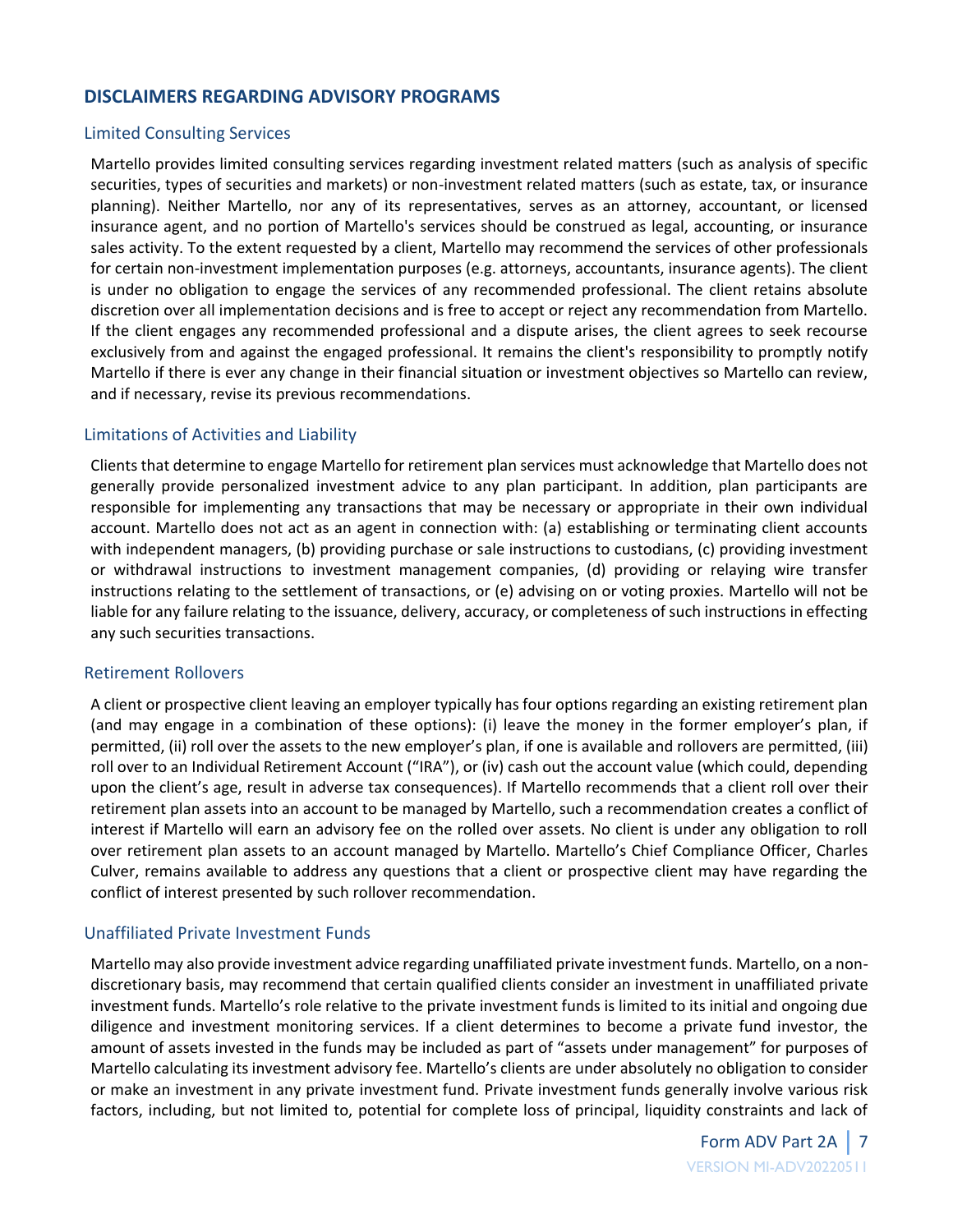## DISCLAIMERS REGARDING ADVISORY PROGRAMS

### Limited Consulting Services

Martello provides limited consulting services regarding investment related matters (such as analysis of specific securities, types of securities and markets) or non-investment related matters (such as estate, tax, or insurance planning). Neither Martello, nor any of its representatives, serves as an attorney, accountant, or licensed insurance agent, and no portion of Martello's services should be construed as legal, accounting, or insurance sales activity. To the extent requested by a client, Martello may recommend the services of other professionals for certain non-investment implementation purposes (e.g. attorneys, accountants, insurance agents). The client is under no obligation to engage the services of any recommended professional. The client retains absolute discretion over all implementation decisions and is free to accept or reject any recommendation from Martello. If the client engages any recommended professional and a dispute arises, the client agrees to seek recourse exclusively from and against the engaged professional. It remains the client's responsibility to promptly notify Martello if there is ever any change in their financial situation or investment objectives so Martello can review, and if necessary, revise its previous recommendations.

### Limitations of Activities and Liability

Clients that determine to engage Martello for retirement plan services must acknowledge that Martello does not generally provide personalized investment advice to any plan participant. In addition, plan participants are responsible for implementing any transactions that may be necessary or appropriate in their own individual account. Martello does not act as an agent in connection with: (a) establishing or terminating client accounts with independent managers, (b) providing purchase or sale instructions to custodians, (c) providing investment or withdrawal instructions to investment management companies, (d) providing or relaying wire transfer instructions relating to the settlement of transactions, or (e) advising on or voting proxies. Martello will not be liable for any failure relating to the issuance, delivery, accuracy, or completeness of such instructions in effecting any such securities transactions.

### Retirement Rollovers

A client or prospective client leaving an employer typically has four options regarding an existing retirement plan (and may engage in a combination of these options): (i) leave the money in the former employer's plan, if permitted, (ii) roll over the assets to the new employer's plan, if one is available and rollovers are permitted, (iii) roll over to an Individual Retirement Account ("IRA"), or (iv) cash out the account value (which could, depending upon the client's age, result in adverse tax consequences). If Martello recommends that a client roll over their retirement plan assets into an account to be managed by Martello, such a recommendation creates a conflict of interest if Martello will earn an advisory fee on the rolled over assets. No client is under any obligation to roll over retirement plan assets to an account managed by Martello. Martello's Chief Compliance Officer, Charles Culver, remains available to address any questions that a client or prospective client may have regarding the conflict of interest presented by such rollover recommendation.

### Unaffiliated Private Investment Funds

Martello may also provide investment advice regarding unaffiliated private investment funds. Martello, on a non-discretionary basis, may recommend that certain qualified clients consider an investment in unaffiliated private investment funds. Martello's role relative to the private investment funds is limited to its initial and ongoing due diligence and investment monitoring services. If a client determines to become a private fund investor, the amount of assets invested in the funds may be included as part of "assets under management" for purposes of Martello calculating its investment advisory fee. Martello's clients are under absolutely no obligation to consider or make an investment in any private investment fund. Private investment funds generally involve various risk factors, including, but not limited to, potential for complete loss of principal, liquidity constraints and lack of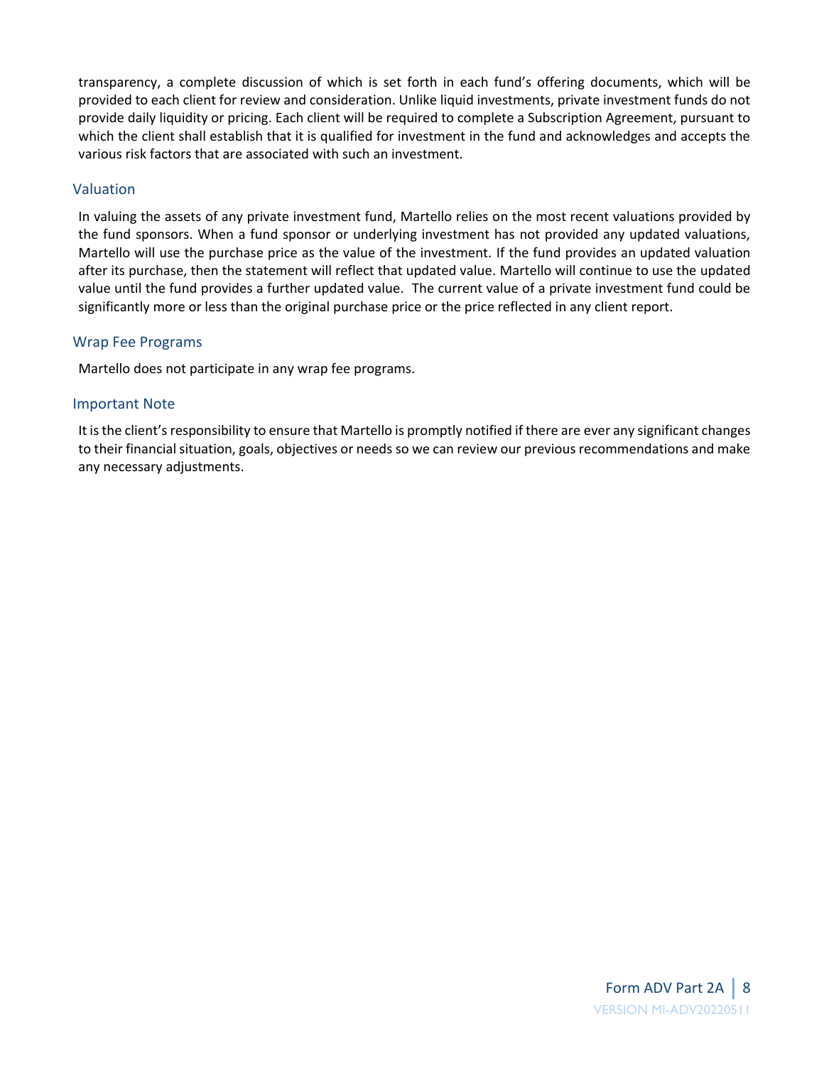transparency, a complete discussion of which is set forth in each fund's offering documents, which will be provided to each client for review and consideration. Unlike liquid investments, private investment funds do not provide daily liquidity or pricing. Each client will be required to complete a Subscription Agreement, pursuant to which the client shall establish that it is qualified for investment in the fund and acknowledges and accepts the various risk factors that are associated with such an investment.

### Valuation

In valuing the assets of any private investment fund, Martello relies on the most recent valuations provided by the fund sponsors. When a fund sponsor or underlying investment has not provided any updated valuations, Martello will use the purchase price as the value of the investment. If the fund provides an updated valuation after its purchase, then the statement will reflect that updated value. Martello will continue to use the updated value until the fund provides a further updated value. The current value of a private investment fund could be significantly more or less than the original purchase price or the price reflected in any client report.

### Wrap Fee Programs

Martello does not participate in any wrap fee programs.

### Important Note

It is the client's responsibility to ensure that Martello is promptly notified if there are ever any significant changes to their financial situation, goals, objectives or needs so we can review our previous recommendations and make any necessary adjustments.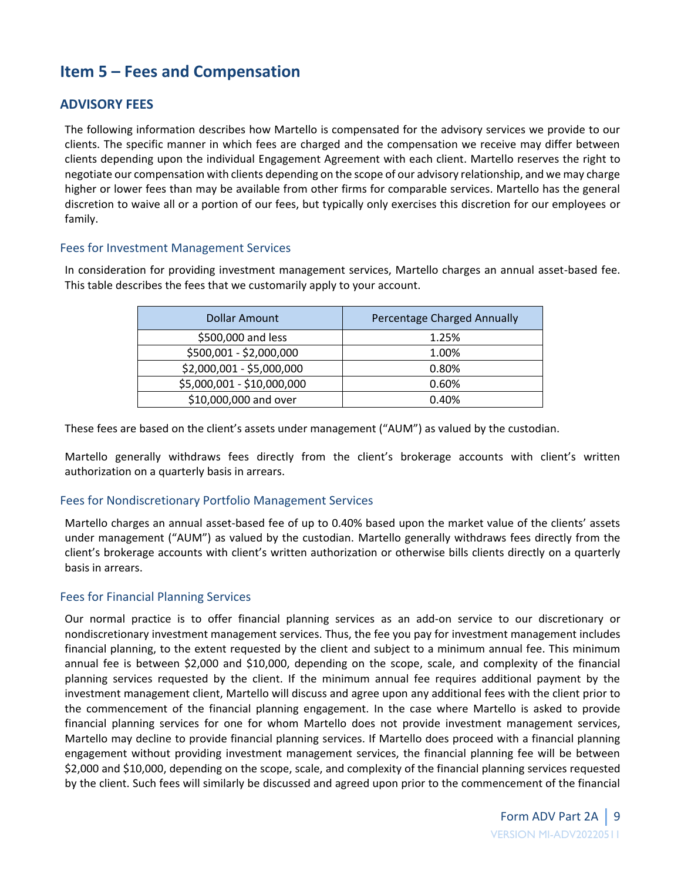# Item 5 – Fees and Compensation

## ADVISORY FEES

The following information describes how Martello is compensated for the advisory services we provide to our clients. The specific manner in which fees are charged and the compensation we receive may differ between clients depending upon the individual Engagement Agreement with each client. Martello reserves the right to negotiate our compensation with clients depending on the scope of our advisory relationship, and we may charge higher or lower fees than may be available from other firms for comparable services. Martello has the general discretion to waive all or a portion of our fees, but typically only exercises this discretion for our employees or family.

### Fees for Investment Management Services

In consideration for providing investment management services, Martello charges an annual asset-based fee. This table describes the fees that we customarily apply to your account.

| Dollar Amount | Percentage Charged Annually |
| --- | --- |
| $500,000 and less | 1.25% |
| $500,001 - $2,000,000 | 1.00% |
| $2,000,001 - $5,000,000 | 0.80% |
| $5,000,001 - $10,000,000 | 0.60% |
| $10,000,000 and over | 0.40% |

These fees are based on the client's assets under management ("AUM") as valued by the custodian.

Martello generally withdraws fees directly from the client's brokerage accounts with client's written authorization on a quarterly basis in arrears.

### Fees for Nondiscretionary Portfolio Management Services

Martello charges an annual asset-based fee of up to 0.40% based upon the market value of the clients' assets under management ("AUM") as valued by the custodian. Martello generally withdraws fees directly from the client's brokerage accounts with client's written authorization or otherwise bills clients directly on a quarterly basis in arrears.

### Fees for Financial Planning Services

Our normal practice is to offer financial planning services as an add-on service to our discretionary or nondiscretionary investment management services. Thus, the fee you pay for investment management includes financial planning, to the extent requested by the client and subject to a minimum annual fee. This minimum annual fee is between $2,000 and $10,000, depending on the scope, scale, and complexity of the financial planning services requested by the client. If the minimum annual fee requires additional payment by the investment management client, Martello will discuss and agree upon any additional fees with the client prior to the commencement of the financial planning engagement. In the case where Martello is asked to provide financial planning services for one for whom Martello does not provide investment management services, Martello may decline to provide financial planning services. If Martello does proceed with a financial planning engagement without providing investment management services, the financial planning fee will be between $2,000 and $10,000, depending on the scope, scale, and complexity of the financial planning services requested by the client. Such fees will similarly be discussed and agreed upon prior to the commencement of the financial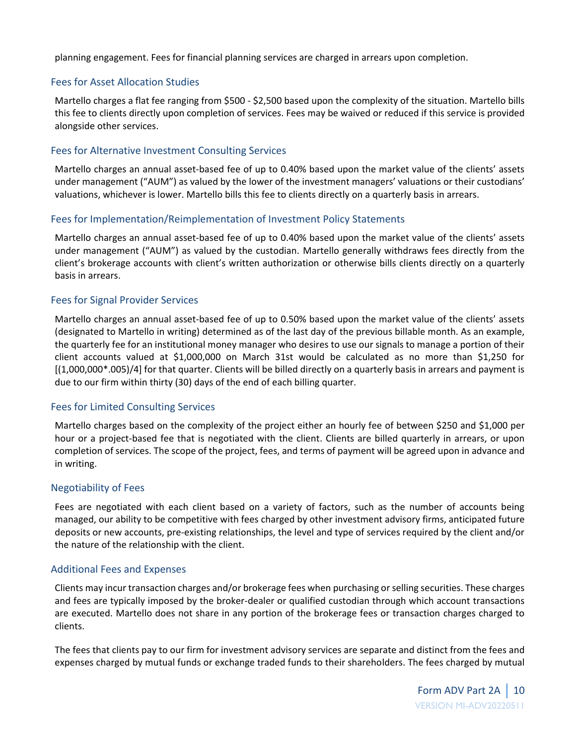planning engagement. Fees for financial planning services are charged in arrears upon completion.

### Fees for Asset Allocation Studies

Martello charges a flat fee ranging from $500 - $2,500 based upon the complexity of the situation. Martello bills this fee to clients directly upon completion of services. Fees may be waived or reduced if this service is provided alongside other services.

### Fees for Alternative Investment Consulting Services

Martello charges an annual asset-based fee of up to 0.40% based upon the market value of the clients' assets under management ("AUM") as valued by the lower of the investment managers' valuations or their custodians' valuations, whichever is lower. Martello bills this fee to clients directly on a quarterly basis in arrears.

### Fees for Implementation/Reimplementation of Investment Policy Statements

Martello charges an annual asset-based fee of up to 0.40% based upon the market value of the clients' assets under management ("AUM") as valued by the custodian. Martello generally withdraws fees directly from the client's brokerage accounts with client's written authorization or otherwise bills clients directly on a quarterly basis in arrears.

### Fees for Signal Provider Services

Martello charges an annual asset-based fee of up to 0.50% based upon the market value of the clients' assets (designated to Martello in writing) determined as of the last day of the previous billable month. As an example, the quarterly fee for an institutional money manager who desires to use our signals to manage a portion of their client accounts valued at $1,000,000 on March 31st would be calculated as no more than $1,250 for [(1,000,000*.005)/4] for that quarter. Clients will be billed directly on a quarterly basis in arrears and payment is due to our firm within thirty (30) days of the end of each billing quarter.

### Fees for Limited Consulting Services

Martello charges based on the complexity of the project either an hourly fee of between $250 and $1,000 per hour or a project-based fee that is negotiated with the client. Clients are billed quarterly in arrears, or upon completion of services. The scope of the project, fees, and terms of payment will be agreed upon in advance and in writing.

### Negotiability of Fees

Fees are negotiated with each client based on a variety of factors, such as the number of accounts being managed, our ability to be competitive with fees charged by other investment advisory firms, anticipated future deposits or new accounts, pre-existing relationships, the level and type of services required by the client and/or the nature of the relationship with the client.

### Additional Fees and Expenses

Clients may incur transaction charges and/or brokerage fees when purchasing or selling securities. These charges and fees are typically imposed by the broker-dealer or qualified custodian through which account transactions are executed. Martello does not share in any portion of the brokerage fees or transaction charges charged to clients.

The fees that clients pay to our firm for investment advisory services are separate and distinct from the fees and expenses charged by mutual funds or exchange traded funds to their shareholders. The fees charged by mutual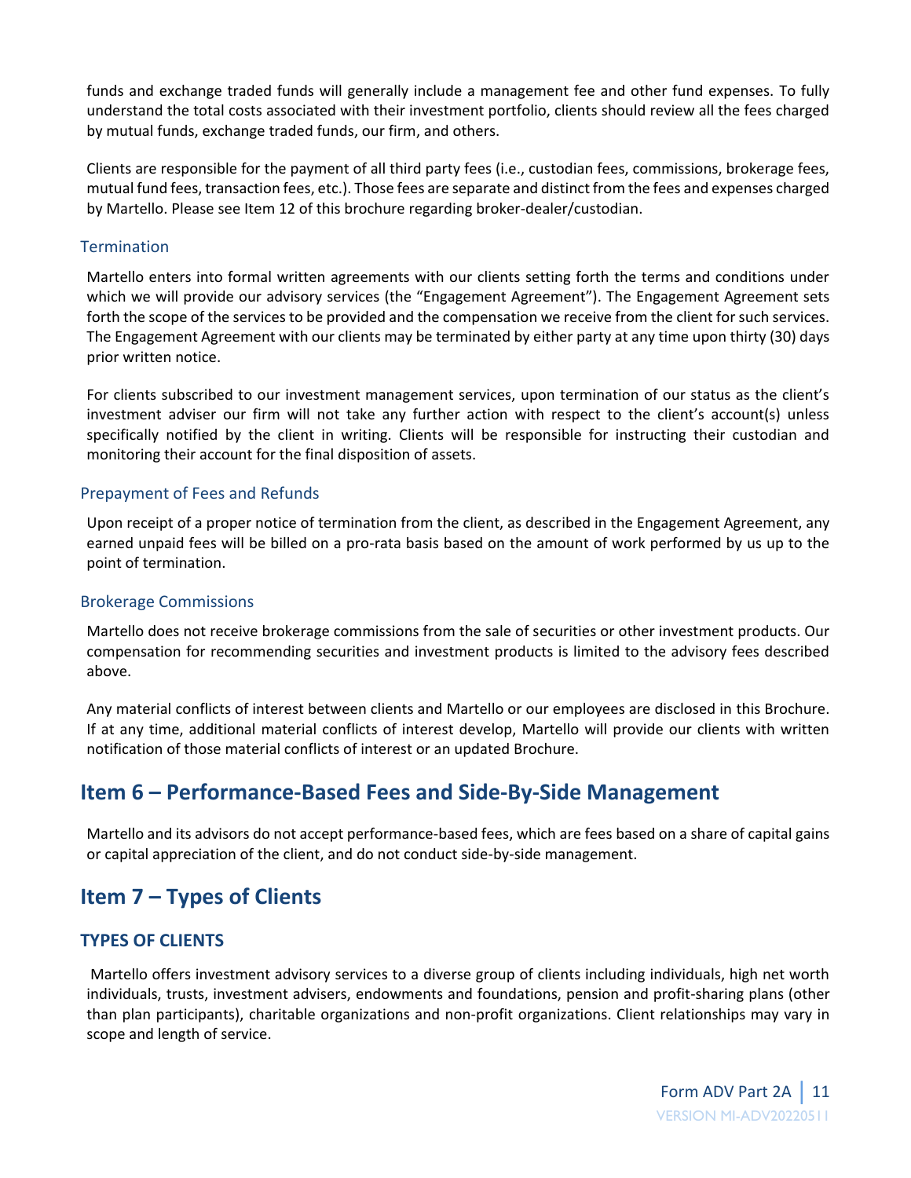funds and exchange traded funds will generally include a management fee and other fund expenses. To fully understand the total costs associated with their investment portfolio, clients should review all the fees charged by mutual funds, exchange traded funds, our firm, and others.

Clients are responsible for the payment of all third party fees (i.e., custodian fees, commissions, brokerage fees, mutual fund fees, transaction fees, etc.). Those fees are separate and distinct from the fees and expenses charged by Martello. Please see Item 12 of this brochure regarding broker-dealer/custodian.

### Termination

Martello enters into formal written agreements with our clients setting forth the terms and conditions under which we will provide our advisory services (the "Engagement Agreement"). The Engagement Agreement sets forth the scope of the services to be provided and the compensation we receive from the client for such services. The Engagement Agreement with our clients may be terminated by either party at any time upon thirty (30) days prior written notice.

For clients subscribed to our investment management services, upon termination of our status as the client's investment adviser our firm will not take any further action with respect to the client's account(s) unless specifically notified by the client in writing. Clients will be responsible for instructing their custodian and monitoring their account for the final disposition of assets.

### Prepayment of Fees and Refunds

Upon receipt of a proper notice of termination from the client, as described in the Engagement Agreement, any earned unpaid fees will be billed on a pro-rata basis based on the amount of work performed by us up to the point of termination.

### Brokerage Commissions

Martello does not receive brokerage commissions from the sale of securities or other investment products. Our compensation for recommending securities and investment products is limited to the advisory fees described above.

Any material conflicts of interest between clients and Martello or our employees are disclosed in this Brochure. If at any time, additional material conflicts of interest develop, Martello will provide our clients with written notification of those material conflicts of interest or an updated Brochure.

## Item 6 – Performance-Based Fees and Side-By-Side Management

Martello and its advisors do not accept performance-based fees, which are fees based on a share of capital gains or capital appreciation of the client, and do not conduct side-by-side management.

## Item 7 – Types of Clients

### TYPES OF CLIENTS

Martello offers investment advisory services to a diverse group of clients including individuals, high net worth individuals, trusts, investment advisers, endowments and foundations, pension and profit-sharing plans (other than plan participants), charitable organizations and non-profit organizations. Client relationships may vary in scope and length of service.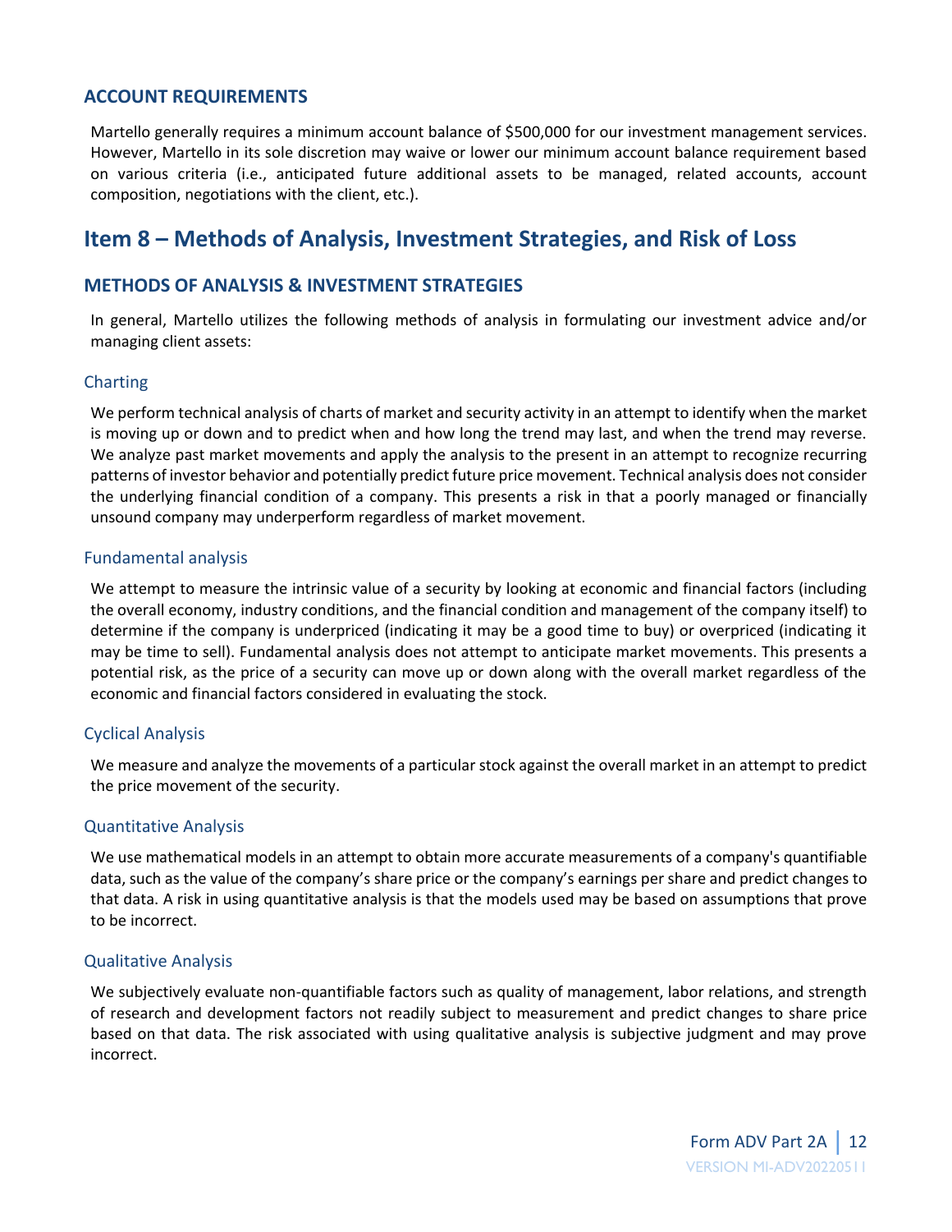### ACCOUNT REQUIREMENTS

Martello generally requires a minimum account balance of $500,000 for our investment management services. However, Martello in its sole discretion may waive or lower our minimum account balance requirement based on various criteria (i.e., anticipated future additional assets to be managed, related accounts, account composition, negotiations with the client, etc.).

## Item 8 – Methods of Analysis, Investment Strategies, and Risk of Loss

### METHODS OF ANALYSIS & INVESTMENT STRATEGIES

In general, Martello utilizes the following methods of analysis in formulating our investment advice and/or managing client assets:

#### Charting

We perform technical analysis of charts of market and security activity in an attempt to identify when the market is moving up or down and to predict when and how long the trend may last, and when the trend may reverse. We analyze past market movements and apply the analysis to the present in an attempt to recognize recurring patterns of investor behavior and potentially predict future price movement. Technical analysis does not consider the underlying financial condition of a company. This presents a risk in that a poorly managed or financially unsound company may underperform regardless of market movement.

#### Fundamental analysis

We attempt to measure the intrinsic value of a security by looking at economic and financial factors (including the overall economy, industry conditions, and the financial condition and management of the company itself) to determine if the company is underpriced (indicating it may be a good time to buy) or overpriced (indicating it may be time to sell). Fundamental analysis does not attempt to anticipate market movements. This presents a potential risk, as the price of a security can move up or down along with the overall market regardless of the economic and financial factors considered in evaluating the stock.

#### Cyclical Analysis

We measure and analyze the movements of a particular stock against the overall market in an attempt to predict the price movement of the security.

#### Quantitative Analysis

We use mathematical models in an attempt to obtain more accurate measurements of a company's quantifiable data, such as the value of the company's share price or the company's earnings per share and predict changes to that data. A risk in using quantitative analysis is that the models used may be based on assumptions that prove to be incorrect.

#### Qualitative Analysis

We subjectively evaluate non-quantifiable factors such as quality of management, labor relations, and strength of research and development factors not readily subject to measurement and predict changes to share price based on that data. The risk associated with using qualitative analysis is subjective judgment and may prove incorrect.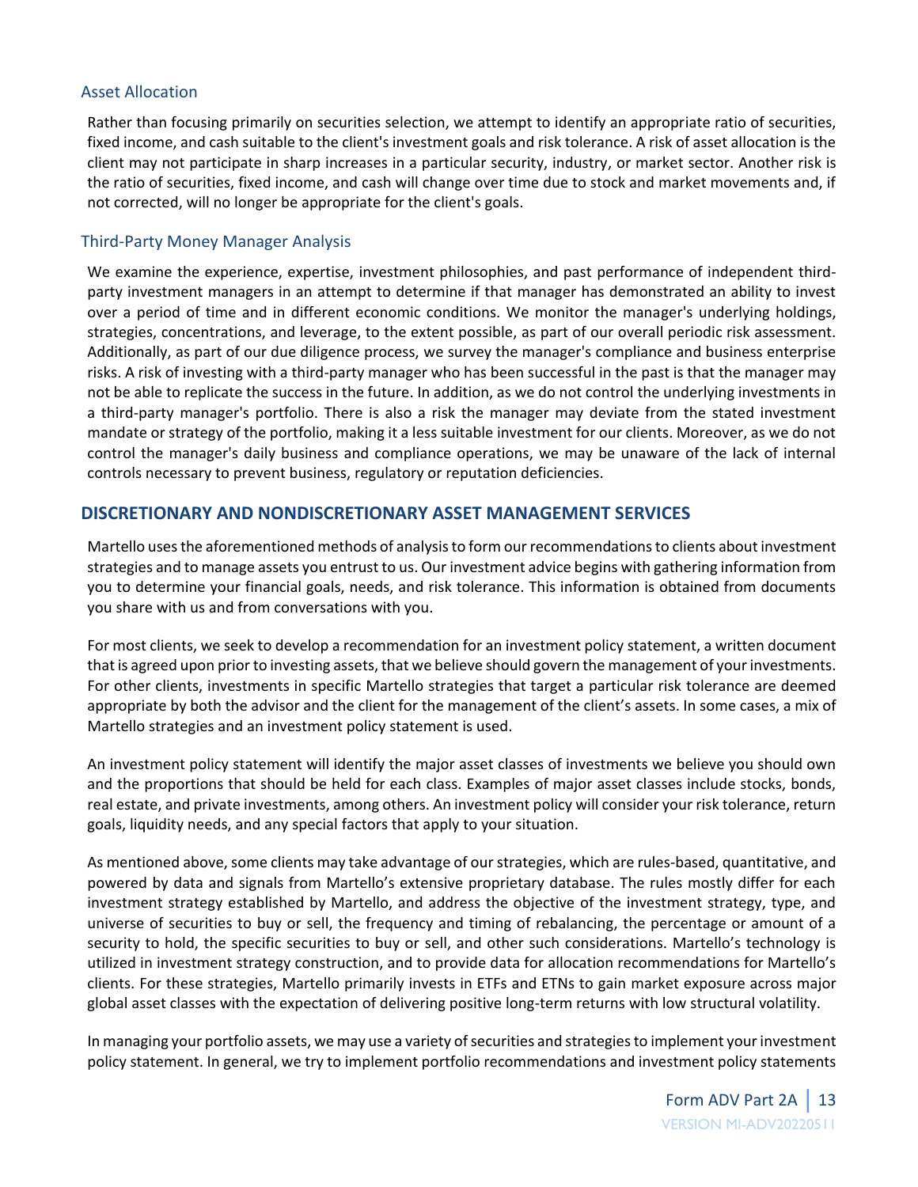### Asset Allocation

Rather than focusing primarily on securities selection, we attempt to identify an appropriate ratio of securities, fixed income, and cash suitable to the client's investment goals and risk tolerance. A risk of asset allocation is the client may not participate in sharp increases in a particular security, industry, or market sector. Another risk is the ratio of securities, fixed income, and cash will change over time due to stock and market movements and, if not corrected, will no longer be appropriate for the client's goals.

### Third-Party Money Manager Analysis

We examine the experience, expertise, investment philosophies, and past performance of independent third-party investment managers in an attempt to determine if that manager has demonstrated an ability to invest over a period of time and in different economic conditions. We monitor the manager's underlying holdings, strategies, concentrations, and leverage, to the extent possible, as part of our overall periodic risk assessment. Additionally, as part of our due diligence process, we survey the manager's compliance and business enterprise risks. A risk of investing with a third-party manager who has been successful in the past is that the manager may not be able to replicate the success in the future. In addition, as we do not control the underlying investments in a third-party manager's portfolio. There is also a risk the manager may deviate from the stated investment mandate or strategy of the portfolio, making it a less suitable investment for our clients. Moreover, as we do not control the manager's daily business and compliance operations, we may be unaware of the lack of internal controls necessary to prevent business, regulatory or reputation deficiencies.

## DISCRETIONARY AND NONDISCRETIONARY ASSET MANAGEMENT SERVICES

Martello uses the aforementioned methods of analysis to form our recommendations to clients about investment strategies and to manage assets you entrust to us. Our investment advice begins with gathering information from you to determine your financial goals, needs, and risk tolerance. This information is obtained from documents you share with us and from conversations with you.

For most clients, we seek to develop a recommendation for an investment policy statement, a written document that is agreed upon prior to investing assets, that we believe should govern the management of your investments. For other clients, investments in specific Martello strategies that target a particular risk tolerance are deemed appropriate by both the advisor and the client for the management of the client's assets. In some cases, a mix of Martello strategies and an investment policy statement is used.

An investment policy statement will identify the major asset classes of investments we believe you should own and the proportions that should be held for each class. Examples of major asset classes include stocks, bonds, real estate, and private investments, among others. An investment policy will consider your risk tolerance, return goals, liquidity needs, and any special factors that apply to your situation.

As mentioned above, some clients may take advantage of our strategies, which are rules-based, quantitative, and powered by data and signals from Martello's extensive proprietary database. The rules mostly differ for each investment strategy established by Martello, and address the objective of the investment strategy, type, and universe of securities to buy or sell, the frequency and timing of rebalancing, the percentage or amount of a security to hold, the specific securities to buy or sell, and other such considerations. Martello's technology is utilized in investment strategy construction, and to provide data for allocation recommendations for Martello's clients. For these strategies, Martello primarily invests in ETFs and ETNs to gain market exposure across major global asset classes with the expectation of delivering positive long-term returns with low structural volatility.

In managing your portfolio assets, we may use a variety of securities and strategies to implement your investment policy statement. In general, we try to implement portfolio recommendations and investment policy statements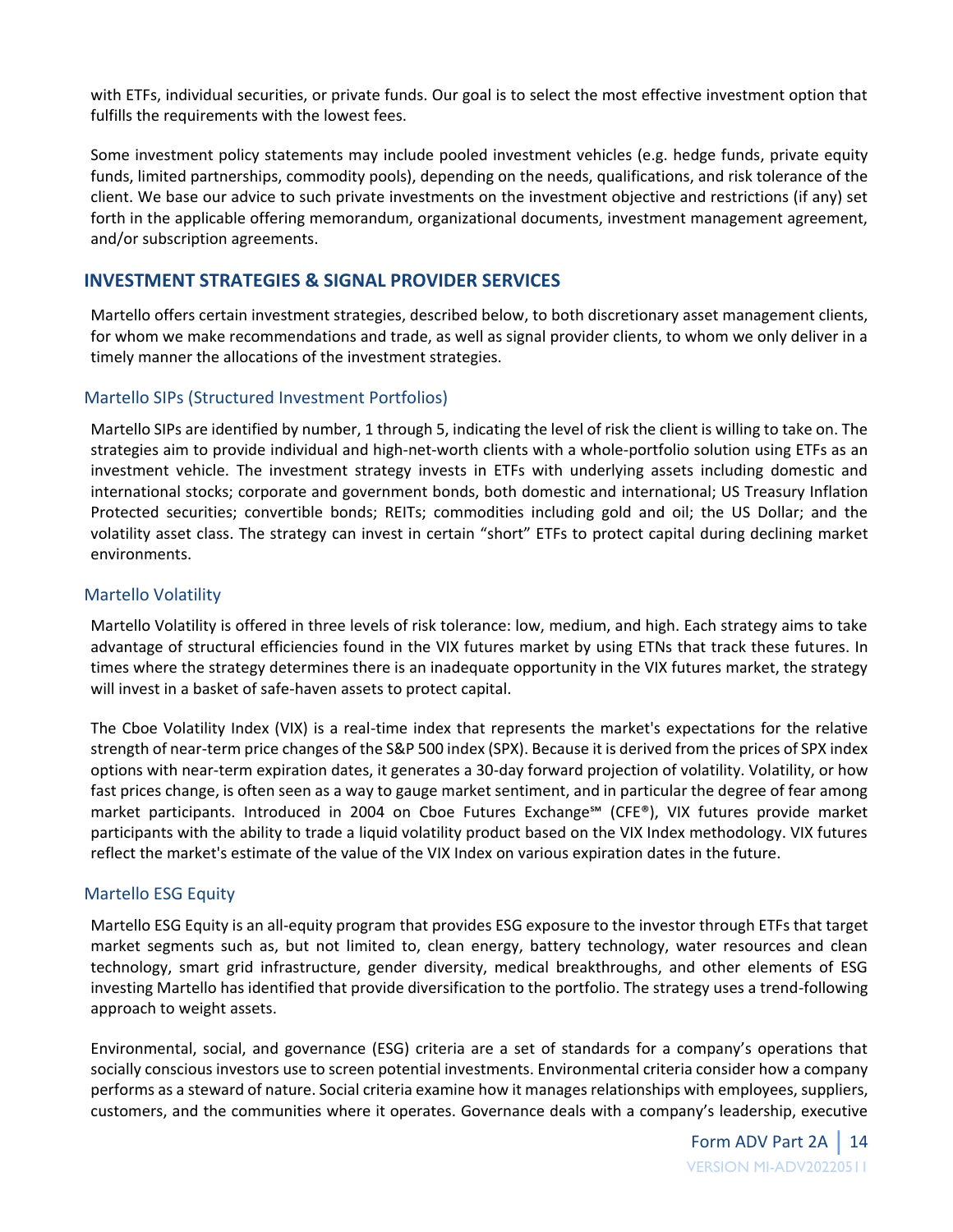with ETFs, individual securities, or private funds. Our goal is to select the most effective investment option that fulfills the requirements with the lowest fees.

Some investment policy statements may include pooled investment vehicles (e.g. hedge funds, private equity funds, limited partnerships, commodity pools), depending on the needs, qualifications, and risk tolerance of the client. We base our advice to such private investments on the investment objective and restrictions (if any) set forth in the applicable offering memorandum, organizational documents, investment management agreement, and/or subscription agreements.

## INVESTMENT STRATEGIES & SIGNAL PROVIDER SERVICES

Martello offers certain investment strategies, described below, to both discretionary asset management clients, for whom we make recommendations and trade, as well as signal provider clients, to whom we only deliver in a timely manner the allocations of the investment strategies.

### Martello SIPs (Structured Investment Portfolios)

Martello SIPs are identified by number, 1 through 5, indicating the level of risk the client is willing to take on. The strategies aim to provide individual and high-net-worth clients with a whole-portfolio solution using ETFs as an investment vehicle. The investment strategy invests in ETFs with underlying assets including domestic and international stocks; corporate and government bonds, both domestic and international; US Treasury Inflation Protected securities; convertible bonds; REITs; commodities including gold and oil; the US Dollar; and the volatility asset class. The strategy can invest in certain "short" ETFs to protect capital during declining market environments.

### Martello Volatility

Martello Volatility is offered in three levels of risk tolerance: low, medium, and high. Each strategy aims to take advantage of structural efficiencies found in the VIX futures market by using ETNs that track these futures. In times where the strategy determines there is an inadequate opportunity in the VIX futures market, the strategy will invest in a basket of safe-haven assets to protect capital.

The Cboe Volatility Index (VIX) is a real-time index that represents the market's expectations for the relative strength of near-term price changes of the S&P 500 index (SPX). Because it is derived from the prices of SPX index options with near-term expiration dates, it generates a 30-day forward projection of volatility. Volatility, or how fast prices change, is often seen as a way to gauge market sentiment, and in particular the degree of fear among market participants. Introduced in 2004 on Cboe Futures Exchange℠ (CFE®), VIX futures provide market participants with the ability to trade a liquid volatility product based on the VIX Index methodology. VIX futures reflect the market's estimate of the value of the VIX Index on various expiration dates in the future.

### Martello ESG Equity

Martello ESG Equity is an all-equity program that provides ESG exposure to the investor through ETFs that target market segments such as, but not limited to, clean energy, battery technology, water resources and clean technology, smart grid infrastructure, gender diversity, medical breakthroughs, and other elements of ESG investing Martello has identified that provide diversification to the portfolio. The strategy uses a trend-following approach to weight assets.

Environmental, social, and governance (ESG) criteria are a set of standards for a company's operations that socially conscious investors use to screen potential investments. Environmental criteria consider how a company performs as a steward of nature. Social criteria examine how it manages relationships with employees, suppliers, customers, and the communities where it operates. Governance deals with a company's leadership, executive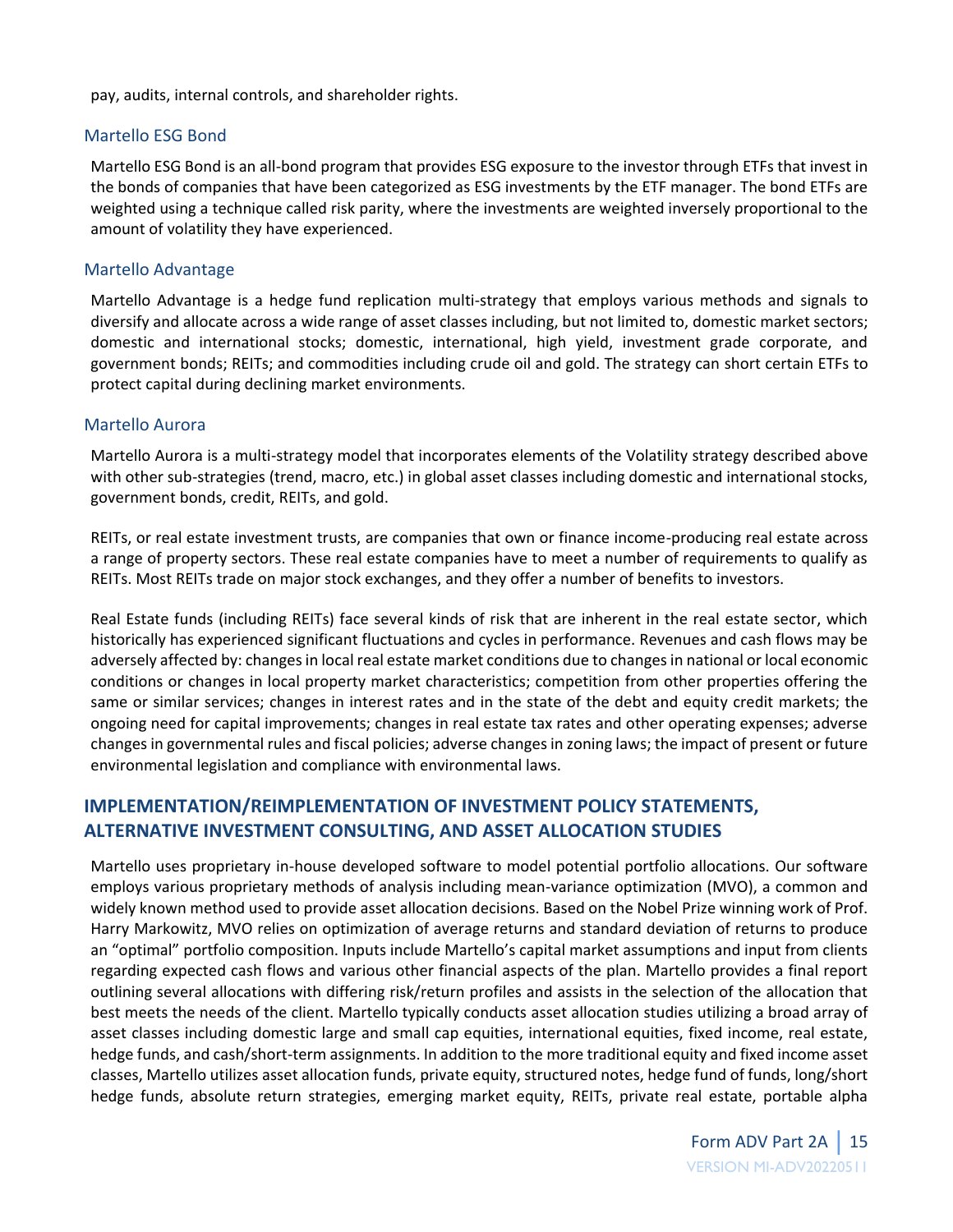pay, audits, internal controls, and shareholder rights.

### Martello ESG Bond

Martello ESG Bond is an all-bond program that provides ESG exposure to the investor through ETFs that invest in the bonds of companies that have been categorized as ESG investments by the ETF manager. The bond ETFs are weighted using a technique called risk parity, where the investments are weighted inversely proportional to the amount of volatility they have experienced.

### Martello Advantage

Martello Advantage is a hedge fund replication multi-strategy that employs various methods and signals to diversify and allocate across a wide range of asset classes including, but not limited to, domestic market sectors; domestic and international stocks; domestic, international, high yield, investment grade corporate, and government bonds; REITs; and commodities including crude oil and gold. The strategy can short certain ETFs to protect capital during declining market environments.

### Martello Aurora

Martello Aurora is a multi-strategy model that incorporates elements of the Volatility strategy described above with other sub-strategies (trend, macro, etc.) in global asset classes including domestic and international stocks, government bonds, credit, REITs, and gold.

REITs, or real estate investment trusts, are companies that own or finance income-producing real estate across a range of property sectors. These real estate companies have to meet a number of requirements to qualify as REITs. Most REITs trade on major stock exchanges, and they offer a number of benefits to investors.

Real Estate funds (including REITs) face several kinds of risk that are inherent in the real estate sector, which historically has experienced significant fluctuations and cycles in performance. Revenues and cash flows may be adversely affected by: changes in local real estate market conditions due to changes in national or local economic conditions or changes in local property market characteristics; competition from other properties offering the same or similar services; changes in interest rates and in the state of the debt and equity credit markets; the ongoing need for capital improvements; changes in real estate tax rates and other operating expenses; adverse changes in governmental rules and fiscal policies; adverse changes in zoning laws; the impact of present or future environmental legislation and compliance with environmental laws.

## IMPLEMENTATION/REIMPLEMENTATION OF INVESTMENT POLICY STATEMENTS, ALTERNATIVE INVESTMENT CONSULTING, AND ASSET ALLOCATION STUDIES

Martello uses proprietary in-house developed software to model potential portfolio allocations. Our software employs various proprietary methods of analysis including mean-variance optimization (MVO), a common and widely known method used to provide asset allocation decisions. Based on the Nobel Prize winning work of Prof. Harry Markowitz, MVO relies on optimization of average returns and standard deviation of returns to produce an "optimal" portfolio composition. Inputs include Martello's capital market assumptions and input from clients regarding expected cash flows and various other financial aspects of the plan. Martello provides a final report outlining several allocations with differing risk/return profiles and assists in the selection of the allocation that best meets the needs of the client. Martello typically conducts asset allocation studies utilizing a broad array of asset classes including domestic large and small cap equities, international equities, fixed income, real estate, hedge funds, and cash/short-term assignments. In addition to the more traditional equity and fixed income asset classes, Martello utilizes asset allocation funds, private equity, structured notes, hedge fund of funds, long/short hedge funds, absolute return strategies, emerging market equity, REITs, private real estate, portable alpha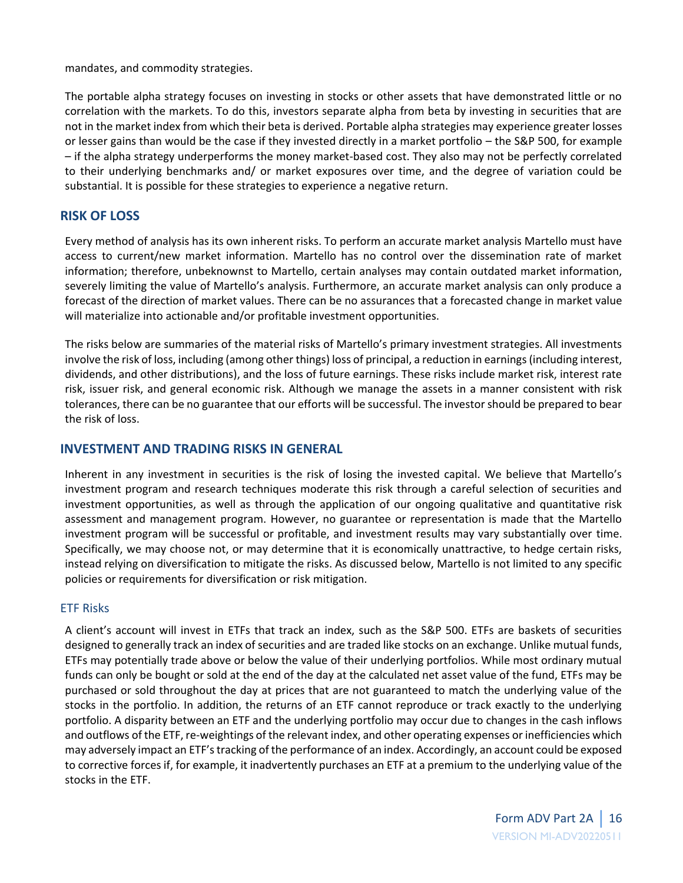mandates, and commodity strategies.

The portable alpha strategy focuses on investing in stocks or other assets that have demonstrated little or no correlation with the markets. To do this, investors separate alpha from beta by investing in securities that are not in the market index from which their beta is derived. Portable alpha strategies may experience greater losses or lesser gains than would be the case if they invested directly in a market portfolio – the S&P 500, for example – if the alpha strategy underperforms the money market-based cost. They also may not be perfectly correlated to their underlying benchmarks and/ or market exposures over time, and the degree of variation could be substantial. It is possible for these strategies to experience a negative return.

## RISK OF LOSS

Every method of analysis has its own inherent risks. To perform an accurate market analysis Martello must have access to current/new market information. Martello has no control over the dissemination rate of market information; therefore, unbeknownst to Martello, certain analyses may contain outdated market information, severely limiting the value of Martello's analysis. Furthermore, an accurate market analysis can only produce a forecast of the direction of market values. There can be no assurances that a forecasted change in market value will materialize into actionable and/or profitable investment opportunities.

The risks below are summaries of the material risks of Martello's primary investment strategies. All investments involve the risk of loss, including (among other things) loss of principal, a reduction in earnings (including interest, dividends, and other distributions), and the loss of future earnings. These risks include market risk, interest rate risk, issuer risk, and general economic risk. Although we manage the assets in a manner consistent with risk tolerances, there can be no guarantee that our efforts will be successful. The investor should be prepared to bear the risk of loss.

## INVESTMENT AND TRADING RISKS IN GENERAL

Inherent in any investment in securities is the risk of losing the invested capital. We believe that Martello's investment program and research techniques moderate this risk through a careful selection of securities and investment opportunities, as well as through the application of our ongoing qualitative and quantitative risk assessment and management program. However, no guarantee or representation is made that the Martello investment program will be successful or profitable, and investment results may vary substantially over time. Specifically, we may choose not, or may determine that it is economically unattractive, to hedge certain risks, instead relying on diversification to mitigate the risks. As discussed below, Martello is not limited to any specific policies or requirements for diversification or risk mitigation.

### ETF Risks

A client's account will invest in ETFs that track an index, such as the S&P 500. ETFs are baskets of securities designed to generally track an index of securities and are traded like stocks on an exchange. Unlike mutual funds, ETFs may potentially trade above or below the value of their underlying portfolios. While most ordinary mutual funds can only be bought or sold at the end of the day at the calculated net asset value of the fund, ETFs may be purchased or sold throughout the day at prices that are not guaranteed to match the underlying value of the stocks in the portfolio. In addition, the returns of an ETF cannot reproduce or track exactly to the underlying portfolio. A disparity between an ETF and the underlying portfolio may occur due to changes in the cash inflows and outflows of the ETF, re-weightings of the relevant index, and other operating expenses or inefficiencies which may adversely impact an ETF's tracking of the performance of an index. Accordingly, an account could be exposed to corrective forces if, for example, it inadvertently purchases an ETF at a premium to the underlying value of the stocks in the ETF.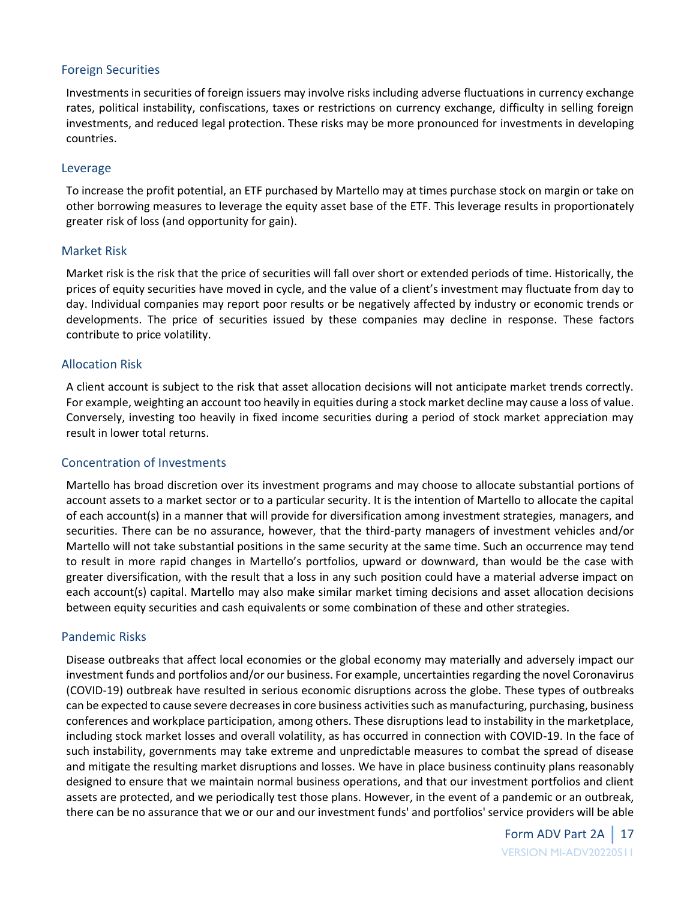### Foreign Securities

Investments in securities of foreign issuers may involve risks including adverse fluctuations in currency exchange rates, political instability, confiscations, taxes or restrictions on currency exchange, difficulty in selling foreign investments, and reduced legal protection. These risks may be more pronounced for investments in developing countries.

### Leverage

To increase the profit potential, an ETF purchased by Martello may at times purchase stock on margin or take on other borrowing measures to leverage the equity asset base of the ETF. This leverage results in proportionately greater risk of loss (and opportunity for gain).

### Market Risk

Market risk is the risk that the price of securities will fall over short or extended periods of time. Historically, the prices of equity securities have moved in cycle, and the value of a client's investment may fluctuate from day to day. Individual companies may report poor results or be negatively affected by industry or economic trends or developments. The price of securities issued by these companies may decline in response. These factors contribute to price volatility.

### Allocation Risk

A client account is subject to the risk that asset allocation decisions will not anticipate market trends correctly. For example, weighting an account too heavily in equities during a stock market decline may cause a loss of value. Conversely, investing too heavily in fixed income securities during a period of stock market appreciation may result in lower total returns.

### Concentration of Investments

Martello has broad discretion over its investment programs and may choose to allocate substantial portions of account assets to a market sector or to a particular security. It is the intention of Martello to allocate the capital of each account(s) in a manner that will provide for diversification among investment strategies, managers, and securities. There can be no assurance, however, that the third-party managers of investment vehicles and/or Martello will not take substantial positions in the same security at the same time. Such an occurrence may tend to result in more rapid changes in Martello's portfolios, upward or downward, than would be the case with greater diversification, with the result that a loss in any such position could have a material adverse impact on each account(s) capital. Martello may also make similar market timing decisions and asset allocation decisions between equity securities and cash equivalents or some combination of these and other strategies.

### Pandemic Risks

Disease outbreaks that affect local economies or the global economy may materially and adversely impact our investment funds and portfolios and/or our business. For example, uncertainties regarding the novel Coronavirus (COVID-19) outbreak have resulted in serious economic disruptions across the globe. These types of outbreaks can be expected to cause severe decreases in core business activities such as manufacturing, purchasing, business conferences and workplace participation, among others. These disruptions lead to instability in the marketplace, including stock market losses and overall volatility, as has occurred in connection with COVID-19. In the face of such instability, governments may take extreme and unpredictable measures to combat the spread of disease and mitigate the resulting market disruptions and losses. We have in place business continuity plans reasonably designed to ensure that we maintain normal business operations, and that our investment portfolios and client assets are protected, and we periodically test those plans. However, in the event of a pandemic or an outbreak, there can be no assurance that we or our and our investment funds' and portfolios' service providers will be able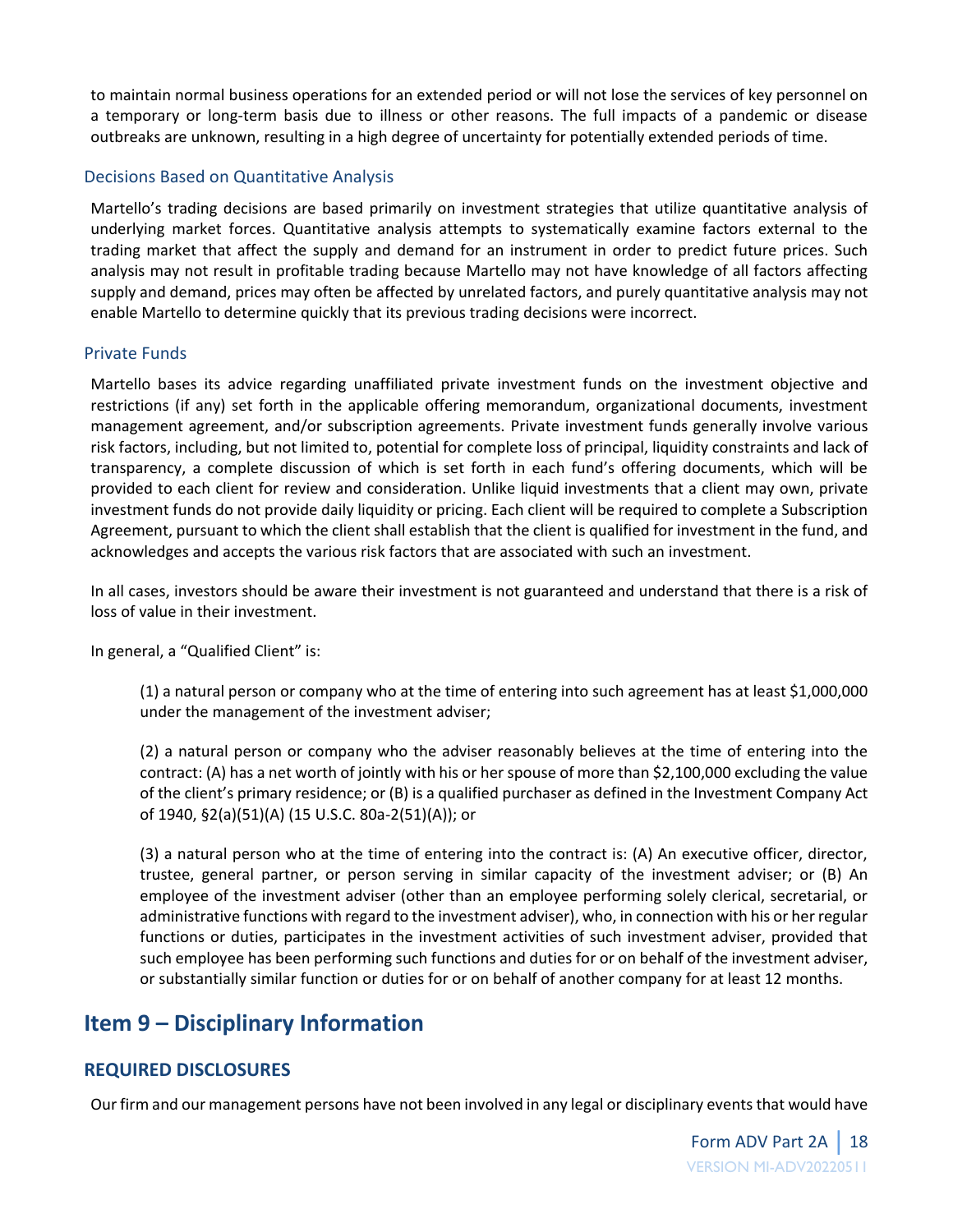to maintain normal business operations for an extended period or will not lose the services of key personnel on a temporary or long-term basis due to illness or other reasons. The full impacts of a pandemic or disease outbreaks are unknown, resulting in a high degree of uncertainty for potentially extended periods of time.

### Decisions Based on Quantitative Analysis

Martello's trading decisions are based primarily on investment strategies that utilize quantitative analysis of underlying market forces. Quantitative analysis attempts to systematically examine factors external to the trading market that affect the supply and demand for an instrument in order to predict future prices. Such analysis may not result in profitable trading because Martello may not have knowledge of all factors affecting supply and demand, prices may often be affected by unrelated factors, and purely quantitative analysis may not enable Martello to determine quickly that its previous trading decisions were incorrect.

### Private Funds

Martello bases its advice regarding unaffiliated private investment funds on the investment objective and restrictions (if any) set forth in the applicable offering memorandum, organizational documents, investment management agreement, and/or subscription agreements. Private investment funds generally involve various risk factors, including, but not limited to, potential for complete loss of principal, liquidity constraints and lack of transparency, a complete discussion of which is set forth in each fund's offering documents, which will be provided to each client for review and consideration. Unlike liquid investments that a client may own, private investment funds do not provide daily liquidity or pricing. Each client will be required to complete a Subscription Agreement, pursuant to which the client shall establish that the client is qualified for investment in the fund, and acknowledges and accepts the various risk factors that are associated with such an investment.

In all cases, investors should be aware their investment is not guaranteed and understand that there is a risk of loss of value in their investment.

In general, a "Qualified Client" is:

> (1) a natural person or company who at the time of entering into such agreement has at least $1,000,000 under the management of the investment adviser;
>
> (2) a natural person or company who the adviser reasonably believes at the time of entering into the contract: (A) has a net worth of jointly with his or her spouse of more than $2,100,000 excluding the value of the client's primary residence; or (B) is a qualified purchaser as defined in the Investment Company Act of 1940, §2(a)(51)(A) (15 U.S.C. 80a-2(51)(A)); or
>
> (3) a natural person who at the time of entering into the contract is: (A) An executive officer, director, trustee, general partner, or person serving in similar capacity of the investment adviser; or (B) An employee of the investment adviser (other than an employee performing solely clerical, secretarial, or administrative functions with regard to the investment adviser), who, in connection with his or her regular functions or duties, participates in the investment activities of such investment adviser, provided that such employee has been performing such functions and duties for or on behalf of the investment adviser, or substantially similar function or duties for or on behalf of another company for at least 12 months.

## Item 9 – Disciplinary Information

### REQUIRED DISCLOSURES

Our firm and our management persons have not been involved in any legal or disciplinary events that would have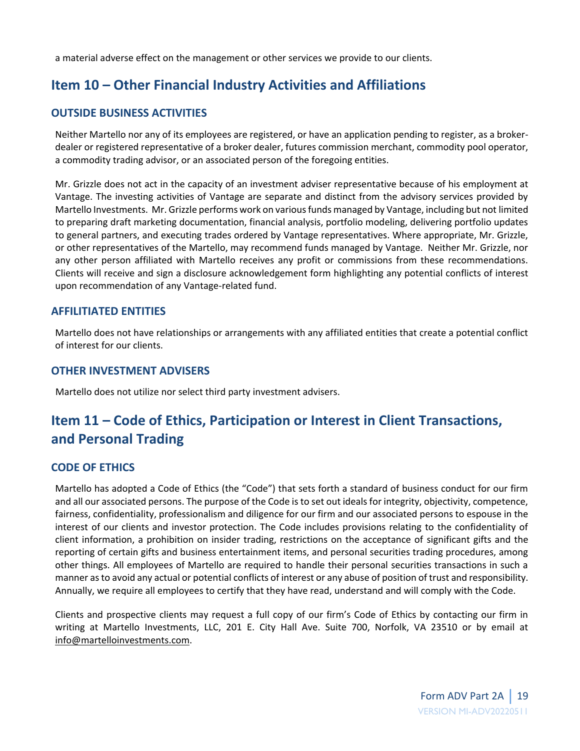a material adverse effect on the management or other services we provide to our clients.

## Item 10 – Other Financial Industry Activities and Affiliations

### OUTSIDE BUSINESS ACTIVITIES

Neither Martello nor any of its employees are registered, or have an application pending to register, as a broker-dealer or registered representative of a broker dealer, futures commission merchant, commodity pool operator, a commodity trading advisor, or an associated person of the foregoing entities.

Mr. Grizzle does not act in the capacity of an investment adviser representative because of his employment at Vantage. The investing activities of Vantage are separate and distinct from the advisory services provided by Martello Investments. Mr. Grizzle performs work on various funds managed by Vantage, including but not limited to preparing draft marketing documentation, financial analysis, portfolio modeling, delivering portfolio updates to general partners, and executing trades ordered by Vantage representatives. Where appropriate, Mr. Grizzle, or other representatives of the Martello, may recommend funds managed by Vantage. Neither Mr. Grizzle, nor any other person affiliated with Martello receives any profit or commissions from these recommendations. Clients will receive and sign a disclosure acknowledgement form highlighting any potential conflicts of interest upon recommendation of any Vantage-related fund.

### AFFILITIATED ENTITIES

Martello does not have relationships or arrangements with any affiliated entities that create a potential conflict of interest for our clients.

### OTHER INVESTMENT ADVISERS

Martello does not utilize nor select third party investment advisers.

## Item 11 – Code of Ethics, Participation or Interest in Client Transactions, and Personal Trading

### CODE OF ETHICS

Martello has adopted a Code of Ethics (the "Code") that sets forth a standard of business conduct for our firm and all our associated persons. The purpose of the Code is to set out ideals for integrity, objectivity, competence, fairness, confidentiality, professionalism and diligence for our firm and our associated persons to espouse in the interest of our clients and investor protection. The Code includes provisions relating to the confidentiality of client information, a prohibition on insider trading, restrictions on the acceptance of significant gifts and the reporting of certain gifts and business entertainment items, and personal securities trading procedures, among other things. All employees of Martello are required to handle their personal securities transactions in such a manner as to avoid any actual or potential conflicts of interest or any abuse of position of trust and responsibility. Annually, we require all employees to certify that they have read, understand and will comply with the Code.

Clients and prospective clients may request a full copy of our firm's Code of Ethics by contacting our firm in writing at Martello Investments, LLC, 201 E. City Hall Ave. Suite 700, Norfolk, VA 23510 or by email at info@martelloinvestments.com.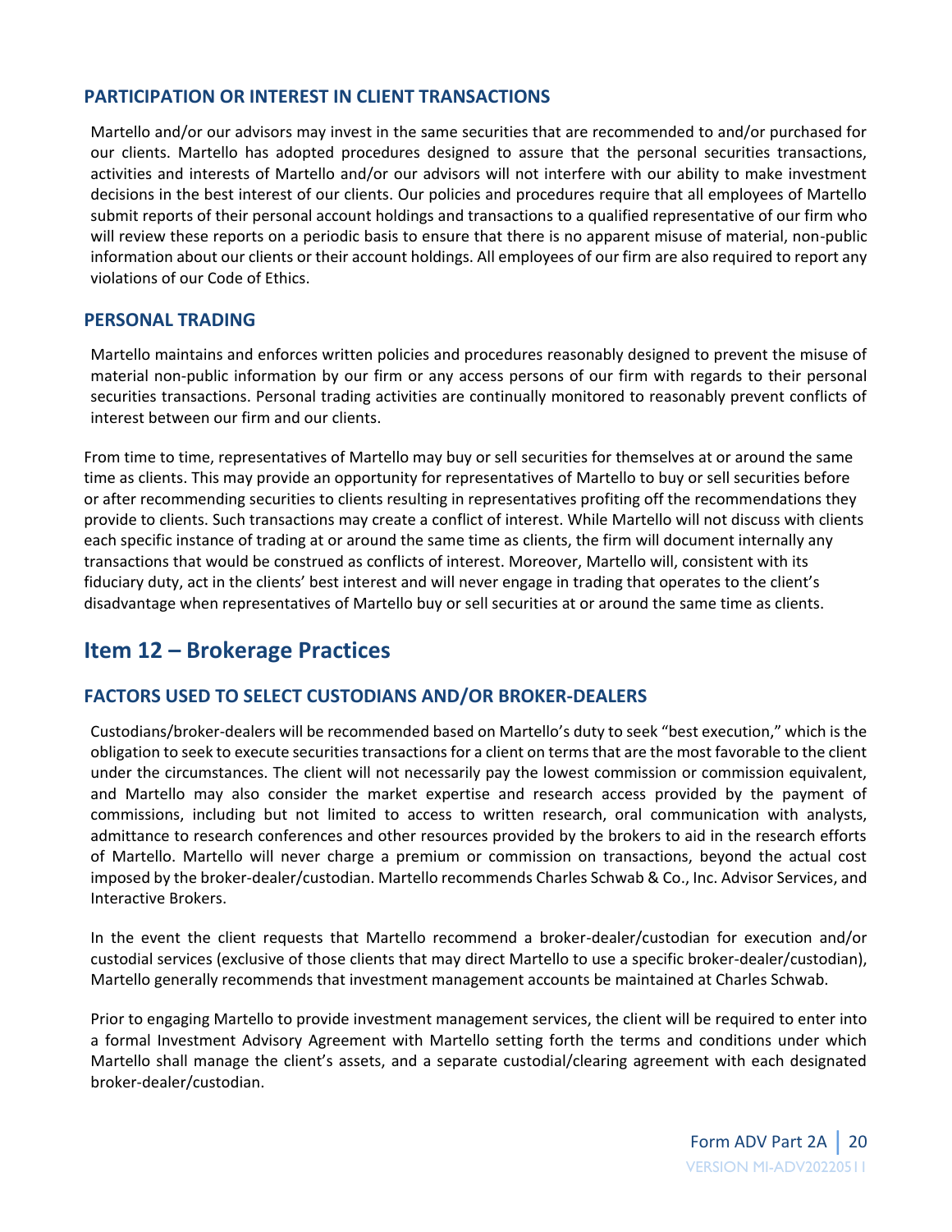### PARTICIPATION OR INTEREST IN CLIENT TRANSACTIONS

Martello and/or our advisors may invest in the same securities that are recommended to and/or purchased for our clients. Martello has adopted procedures designed to assure that the personal securities transactions, activities and interests of Martello and/or our advisors will not interfere with our ability to make investment decisions in the best interest of our clients. Our policies and procedures require that all employees of Martello submit reports of their personal account holdings and transactions to a qualified representative of our firm who will review these reports on a periodic basis to ensure that there is no apparent misuse of material, non-public information about our clients or their account holdings. All employees of our firm are also required to report any violations of our Code of Ethics.

### PERSONAL TRADING

Martello maintains and enforces written policies and procedures reasonably designed to prevent the misuse of material non-public information by our firm or any access persons of our firm with regards to their personal securities transactions. Personal trading activities are continually monitored to reasonably prevent conflicts of interest between our firm and our clients.

From time to time, representatives of Martello may buy or sell securities for themselves at or around the same time as clients. This may provide an opportunity for representatives of Martello to buy or sell securities before or after recommending securities to clients resulting in representatives profiting off the recommendations they provide to clients. Such transactions may create a conflict of interest. While Martello will not discuss with clients each specific instance of trading at or around the same time as clients, the firm will document internally any transactions that would be construed as conflicts of interest. Moreover, Martello will, consistent with its fiduciary duty, act in the clients' best interest and will never engage in trading that operates to the client's disadvantage when representatives of Martello buy or sell securities at or around the same time as clients.

## Item 12 – Brokerage Practices

### FACTORS USED TO SELECT CUSTODIANS AND/OR BROKER-DEALERS

Custodians/broker-dealers will be recommended based on Martello's duty to seek "best execution," which is the obligation to seek to execute securities transactions for a client on terms that are the most favorable to the client under the circumstances. The client will not necessarily pay the lowest commission or commission equivalent, and Martello may also consider the market expertise and research access provided by the payment of commissions, including but not limited to access to written research, oral communication with analysts, admittance to research conferences and other resources provided by the brokers to aid in the research efforts of Martello. Martello will never charge a premium or commission on transactions, beyond the actual cost imposed by the broker-dealer/custodian. Martello recommends Charles Schwab & Co., Inc. Advisor Services, and Interactive Brokers.

In the event the client requests that Martello recommend a broker-dealer/custodian for execution and/or custodial services (exclusive of those clients that may direct Martello to use a specific broker-dealer/custodian), Martello generally recommends that investment management accounts be maintained at Charles Schwab.

Prior to engaging Martello to provide investment management services, the client will be required to enter into a formal Investment Advisory Agreement with Martello setting forth the terms and conditions under which Martello shall manage the client's assets, and a separate custodial/clearing agreement with each designated broker-dealer/custodian.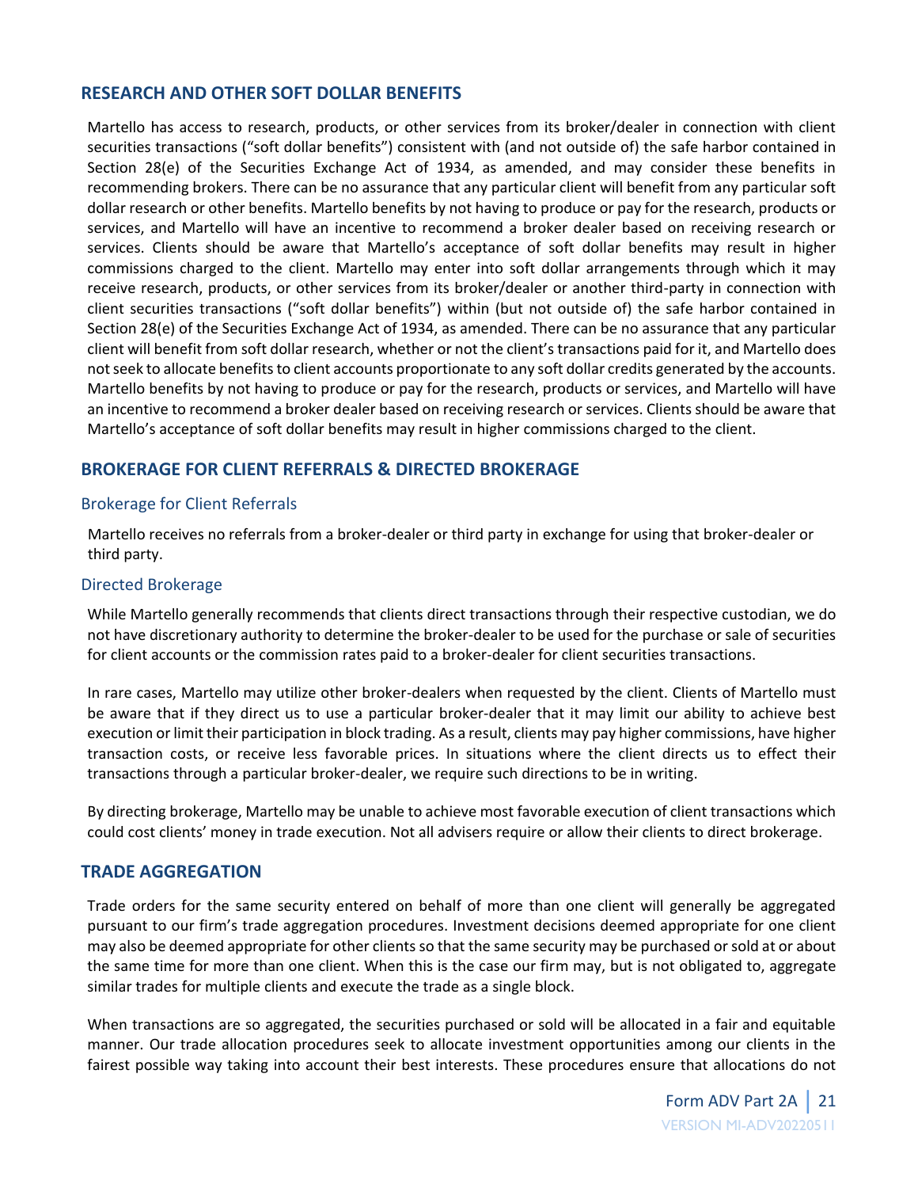## RESEARCH AND OTHER SOFT DOLLAR BENEFITS

Martello has access to research, products, or other services from its broker/dealer in connection with client securities transactions ("soft dollar benefits") consistent with (and not outside of) the safe harbor contained in Section 28(e) of the Securities Exchange Act of 1934, as amended, and may consider these benefits in recommending brokers. There can be no assurance that any particular client will benefit from any particular soft dollar research or other benefits. Martello benefits by not having to produce or pay for the research, products or services, and Martello will have an incentive to recommend a broker dealer based on receiving research or services. Clients should be aware that Martello's acceptance of soft dollar benefits may result in higher commissions charged to the client. Martello may enter into soft dollar arrangements through which it may receive research, products, or other services from its broker/dealer or another third-party in connection with client securities transactions ("soft dollar benefits") within (but not outside of) the safe harbor contained in Section 28(e) of the Securities Exchange Act of 1934, as amended. There can be no assurance that any particular client will benefit from soft dollar research, whether or not the client's transactions paid for it, and Martello does not seek to allocate benefits to client accounts proportionate to any soft dollar credits generated by the accounts. Martello benefits by not having to produce or pay for the research, products or services, and Martello will have an incentive to recommend a broker dealer based on receiving research or services. Clients should be aware that Martello's acceptance of soft dollar benefits may result in higher commissions charged to the client.

## BROKERAGE FOR CLIENT REFERRALS & DIRECTED BROKERAGE

### Brokerage for Client Referrals

Martello receives no referrals from a broker-dealer or third party in exchange for using that broker-dealer or third party.

### Directed Brokerage

While Martello generally recommends that clients direct transactions through their respective custodian, we do not have discretionary authority to determine the broker-dealer to be used for the purchase or sale of securities for client accounts or the commission rates paid to a broker-dealer for client securities transactions.

In rare cases, Martello may utilize other broker-dealers when requested by the client. Clients of Martello must be aware that if they direct us to use a particular broker-dealer that it may limit our ability to achieve best execution or limit their participation in block trading. As a result, clients may pay higher commissions, have higher transaction costs, or receive less favorable prices. In situations where the client directs us to effect their transactions through a particular broker-dealer, we require such directions to be in writing.

By directing brokerage, Martello may be unable to achieve most favorable execution of client transactions which could cost clients' money in trade execution. Not all advisers require or allow their clients to direct brokerage.

## TRADE AGGREGATION

Trade orders for the same security entered on behalf of more than one client will generally be aggregated pursuant to our firm's trade aggregation procedures. Investment decisions deemed appropriate for one client may also be deemed appropriate for other clients so that the same security may be purchased or sold at or about the same time for more than one client. When this is the case our firm may, but is not obligated to, aggregate similar trades for multiple clients and execute the trade as a single block.

When transactions are so aggregated, the securities purchased or sold will be allocated in a fair and equitable manner. Our trade allocation procedures seek to allocate investment opportunities among our clients in the fairest possible way taking into account their best interests. These procedures ensure that allocations do not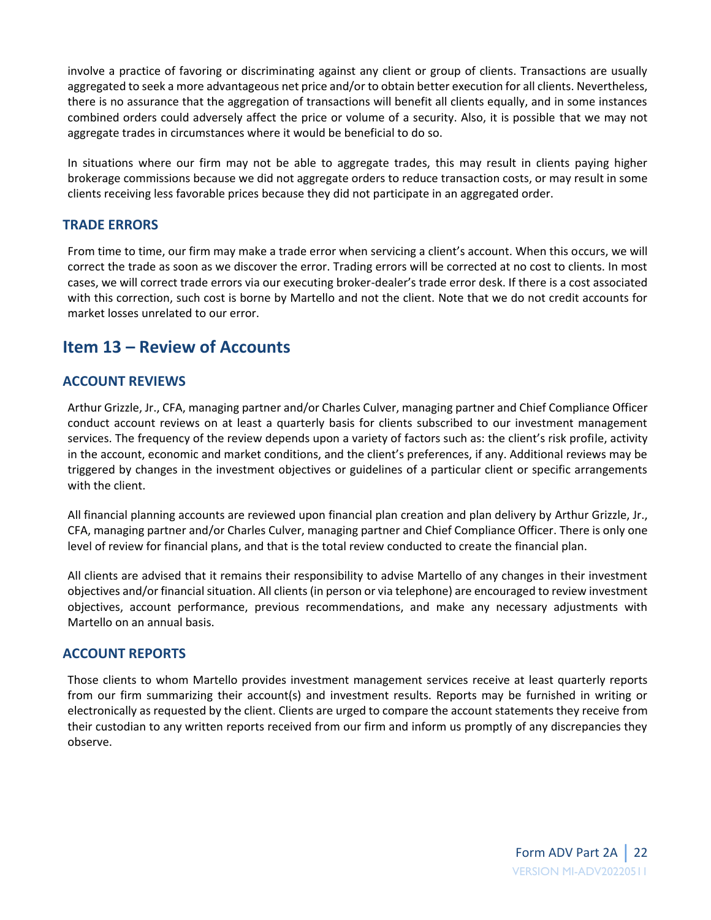involve a practice of favoring or discriminating against any client or group of clients. Transactions are usually aggregated to seek a more advantageous net price and/or to obtain better execution for all clients. Nevertheless, there is no assurance that the aggregation of transactions will benefit all clients equally, and in some instances combined orders could adversely affect the price or volume of a security. Also, it is possible that we may not aggregate trades in circumstances where it would be beneficial to do so.

In situations where our firm may not be able to aggregate trades, this may result in clients paying higher brokerage commissions because we did not aggregate orders to reduce transaction costs, or may result in some clients receiving less favorable prices because they did not participate in an aggregated order.

### TRADE ERRORS

From time to time, our firm may make a trade error when servicing a client's account. When this occurs, we will correct the trade as soon as we discover the error. Trading errors will be corrected at no cost to clients. In most cases, we will correct trade errors via our executing broker-dealer's trade error desk. If there is a cost associated with this correction, such cost is borne by Martello and not the client. Note that we do not credit accounts for market losses unrelated to our error.

## Item 13 – Review of Accounts

### ACCOUNT REVIEWS

Arthur Grizzle, Jr., CFA, managing partner and/or Charles Culver, managing partner and Chief Compliance Officer conduct account reviews on at least a quarterly basis for clients subscribed to our investment management services. The frequency of the review depends upon a variety of factors such as: the client's risk profile, activity in the account, economic and market conditions, and the client's preferences, if any. Additional reviews may be triggered by changes in the investment objectives or guidelines of a particular client or specific arrangements with the client.

All financial planning accounts are reviewed upon financial plan creation and plan delivery by Arthur Grizzle, Jr., CFA, managing partner and/or Charles Culver, managing partner and Chief Compliance Officer. There is only one level of review for financial plans, and that is the total review conducted to create the financial plan.

All clients are advised that it remains their responsibility to advise Martello of any changes in their investment objectives and/or financial situation. All clients (in person or via telephone) are encouraged to review investment objectives, account performance, previous recommendations, and make any necessary adjustments with Martello on an annual basis.

### ACCOUNT REPORTS

Those clients to whom Martello provides investment management services receive at least quarterly reports from our firm summarizing their account(s) and investment results. Reports may be furnished in writing or electronically as requested by the client. Clients are urged to compare the account statements they receive from their custodian to any written reports received from our firm and inform us promptly of any discrepancies they observe.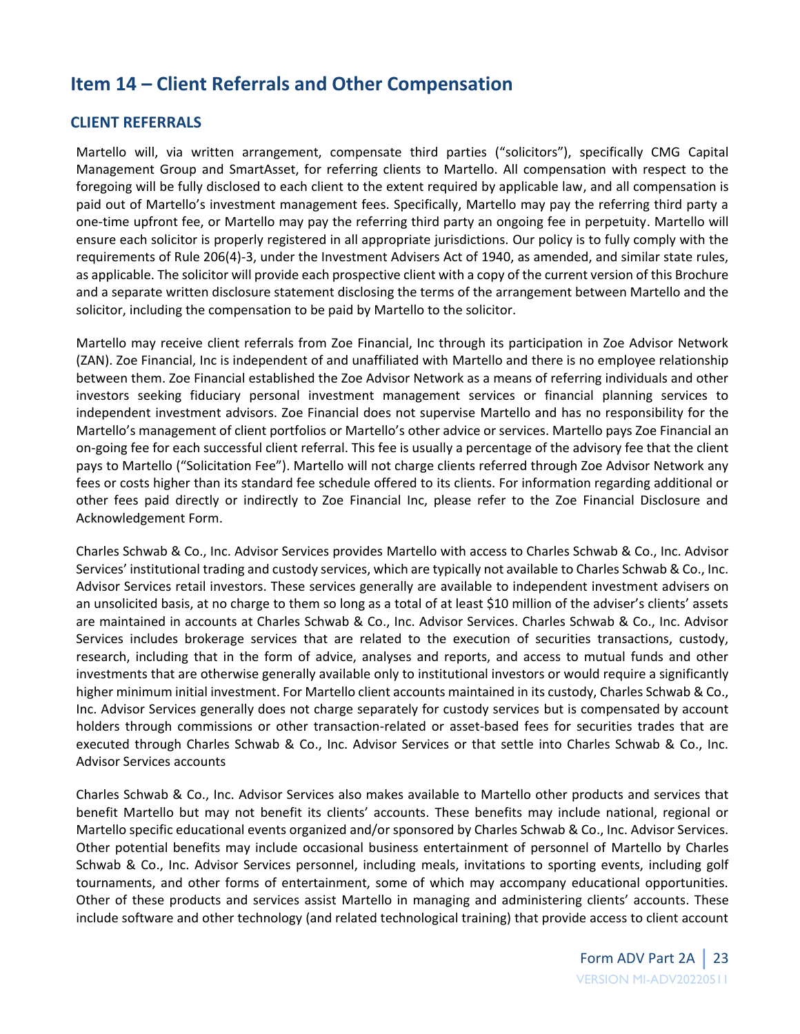## Item 14 – Client Referrals and Other Compensation

### CLIENT REFERRALS

Martello will, via written arrangement, compensate third parties ("solicitors"), specifically CMG Capital Management Group and SmartAsset, for referring clients to Martello. All compensation with respect to the foregoing will be fully disclosed to each client to the extent required by applicable law, and all compensation is paid out of Martello's investment management fees. Specifically, Martello may pay the referring third party a one-time upfront fee, or Martello may pay the referring third party an ongoing fee in perpetuity. Martello will ensure each solicitor is properly registered in all appropriate jurisdictions. Our policy is to fully comply with the requirements of Rule 206(4)-3, under the Investment Advisers Act of 1940, as amended, and similar state rules, as applicable. The solicitor will provide each prospective client with a copy of the current version of this Brochure and a separate written disclosure statement disclosing the terms of the arrangement between Martello and the solicitor, including the compensation to be paid by Martello to the solicitor.

Martello may receive client referrals from Zoe Financial, Inc through its participation in Zoe Advisor Network (ZAN). Zoe Financial, Inc is independent of and unaffiliated with Martello and there is no employee relationship between them. Zoe Financial established the Zoe Advisor Network as a means of referring individuals and other investors seeking fiduciary personal investment management services or financial planning services to independent investment advisors. Zoe Financial does not supervise Martello and has no responsibility for the Martello's management of client portfolios or Martello's other advice or services. Martello pays Zoe Financial an on-going fee for each successful client referral. This fee is usually a percentage of the advisory fee that the client pays to Martello ("Solicitation Fee"). Martello will not charge clients referred through Zoe Advisor Network any fees or costs higher than its standard fee schedule offered to its clients. For information regarding additional or other fees paid directly or indirectly to Zoe Financial Inc, please refer to the Zoe Financial Disclosure and Acknowledgement Form.

Charles Schwab & Co., Inc. Advisor Services provides Martello with access to Charles Schwab & Co., Inc. Advisor Services' institutional trading and custody services, which are typically not available to Charles Schwab & Co., Inc. Advisor Services retail investors. These services generally are available to independent investment advisers on an unsolicited basis, at no charge to them so long as a total of at least $10 million of the adviser's clients' assets are maintained in accounts at Charles Schwab & Co., Inc. Advisor Services. Charles Schwab & Co., Inc. Advisor Services includes brokerage services that are related to the execution of securities transactions, custody, research, including that in the form of advice, analyses and reports, and access to mutual funds and other investments that are otherwise generally available only to institutional investors or would require a significantly higher minimum initial investment. For Martello client accounts maintained in its custody, Charles Schwab & Co., Inc. Advisor Services generally does not charge separately for custody services but is compensated by account holders through commissions or other transaction-related or asset-based fees for securities trades that are executed through Charles Schwab & Co., Inc. Advisor Services or that settle into Charles Schwab & Co., Inc. Advisor Services accounts

Charles Schwab & Co., Inc. Advisor Services also makes available to Martello other products and services that benefit Martello but may not benefit its clients' accounts. These benefits may include national, regional or Martello specific educational events organized and/or sponsored by Charles Schwab & Co., Inc. Advisor Services. Other potential benefits may include occasional business entertainment of personnel of Martello by Charles Schwab & Co., Inc. Advisor Services personnel, including meals, invitations to sporting events, including golf tournaments, and other forms of entertainment, some of which may accompany educational opportunities. Other of these products and services assist Martello in managing and administering clients' accounts. These include software and other technology (and related technological training) that provide access to client account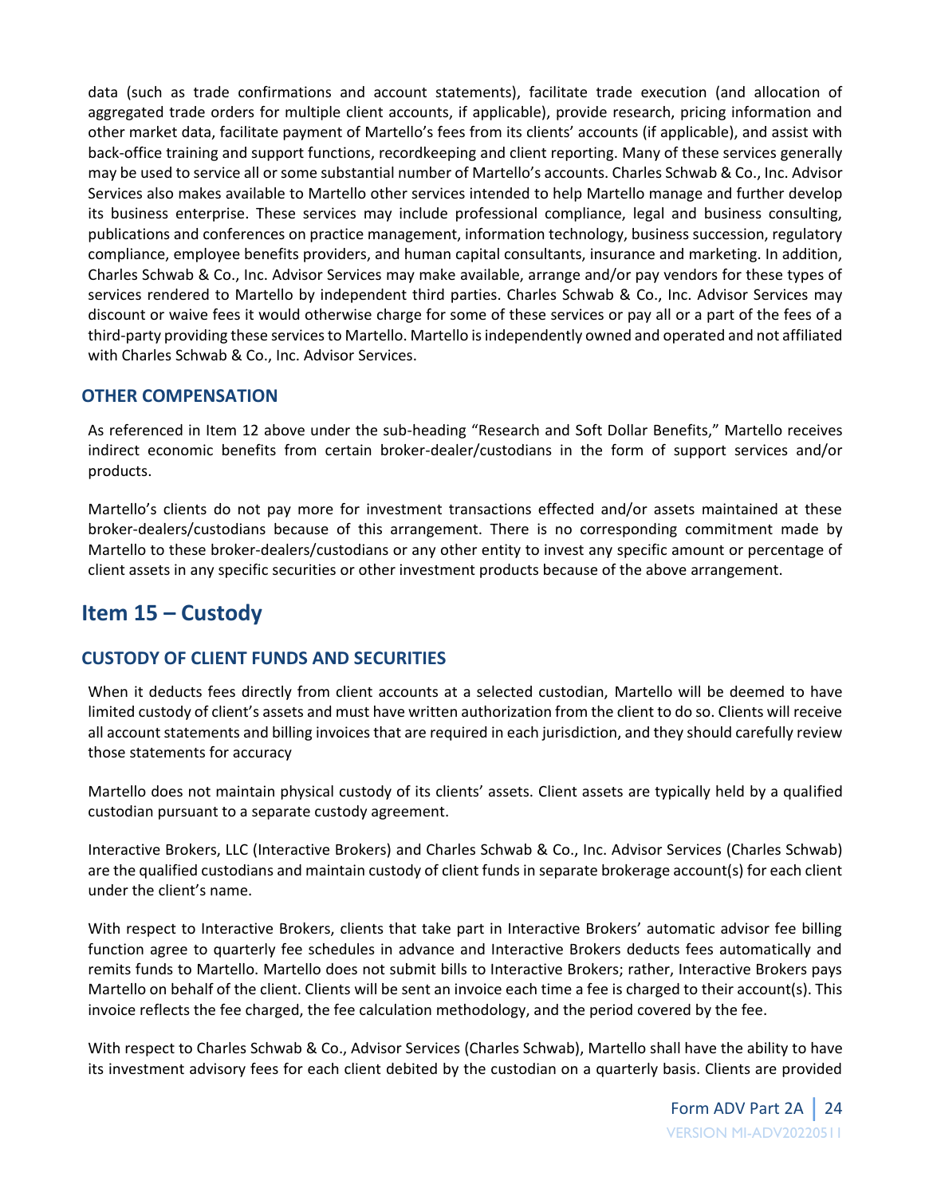data (such as trade confirmations and account statements), facilitate trade execution (and allocation of aggregated trade orders for multiple client accounts, if applicable), provide research, pricing information and other market data, facilitate payment of Martello's fees from its clients' accounts (if applicable), and assist with back-office training and support functions, recordkeeping and client reporting. Many of these services generally may be used to service all or some substantial number of Martello's accounts. Charles Schwab & Co., Inc. Advisor Services also makes available to Martello other services intended to help Martello manage and further develop its business enterprise. These services may include professional compliance, legal and business consulting, publications and conferences on practice management, information technology, business succession, regulatory compliance, employee benefits providers, and human capital consultants, insurance and marketing. In addition, Charles Schwab & Co., Inc. Advisor Services may make available, arrange and/or pay vendors for these types of services rendered to Martello by independent third parties. Charles Schwab & Co., Inc. Advisor Services may discount or waive fees it would otherwise charge for some of these services or pay all or a part of the fees of a third-party providing these services to Martello. Martello is independently owned and operated and not affiliated with Charles Schwab & Co., Inc. Advisor Services.

### OTHER COMPENSATION

As referenced in Item 12 above under the sub-heading "Research and Soft Dollar Benefits," Martello receives indirect economic benefits from certain broker-dealer/custodians in the form of support services and/or products.

Martello's clients do not pay more for investment transactions effected and/or assets maintained at these broker-dealers/custodians because of this arrangement. There is no corresponding commitment made by Martello to these broker-dealers/custodians or any other entity to invest any specific amount or percentage of client assets in any specific securities or other investment products because of the above arrangement.

## Item 15 – Custody

### CUSTODY OF CLIENT FUNDS AND SECURITIES

When it deducts fees directly from client accounts at a selected custodian, Martello will be deemed to have limited custody of client's assets and must have written authorization from the client to do so. Clients will receive all account statements and billing invoices that are required in each jurisdiction, and they should carefully review those statements for accuracy

Martello does not maintain physical custody of its clients' assets. Client assets are typically held by a qualified custodian pursuant to a separate custody agreement.

Interactive Brokers, LLC (Interactive Brokers) and Charles Schwab & Co., Inc. Advisor Services (Charles Schwab) are the qualified custodians and maintain custody of client funds in separate brokerage account(s) for each client under the client's name.

With respect to Interactive Brokers, clients that take part in Interactive Brokers' automatic advisor fee billing function agree to quarterly fee schedules in advance and Interactive Brokers deducts fees automatically and remits funds to Martello. Martello does not submit bills to Interactive Brokers; rather, Interactive Brokers pays Martello on behalf of the client. Clients will be sent an invoice each time a fee is charged to their account(s). This invoice reflects the fee charged, the fee calculation methodology, and the period covered by the fee.

With respect to Charles Schwab & Co., Advisor Services (Charles Schwab), Martello shall have the ability to have its investment advisory fees for each client debited by the custodian on a quarterly basis. Clients are provided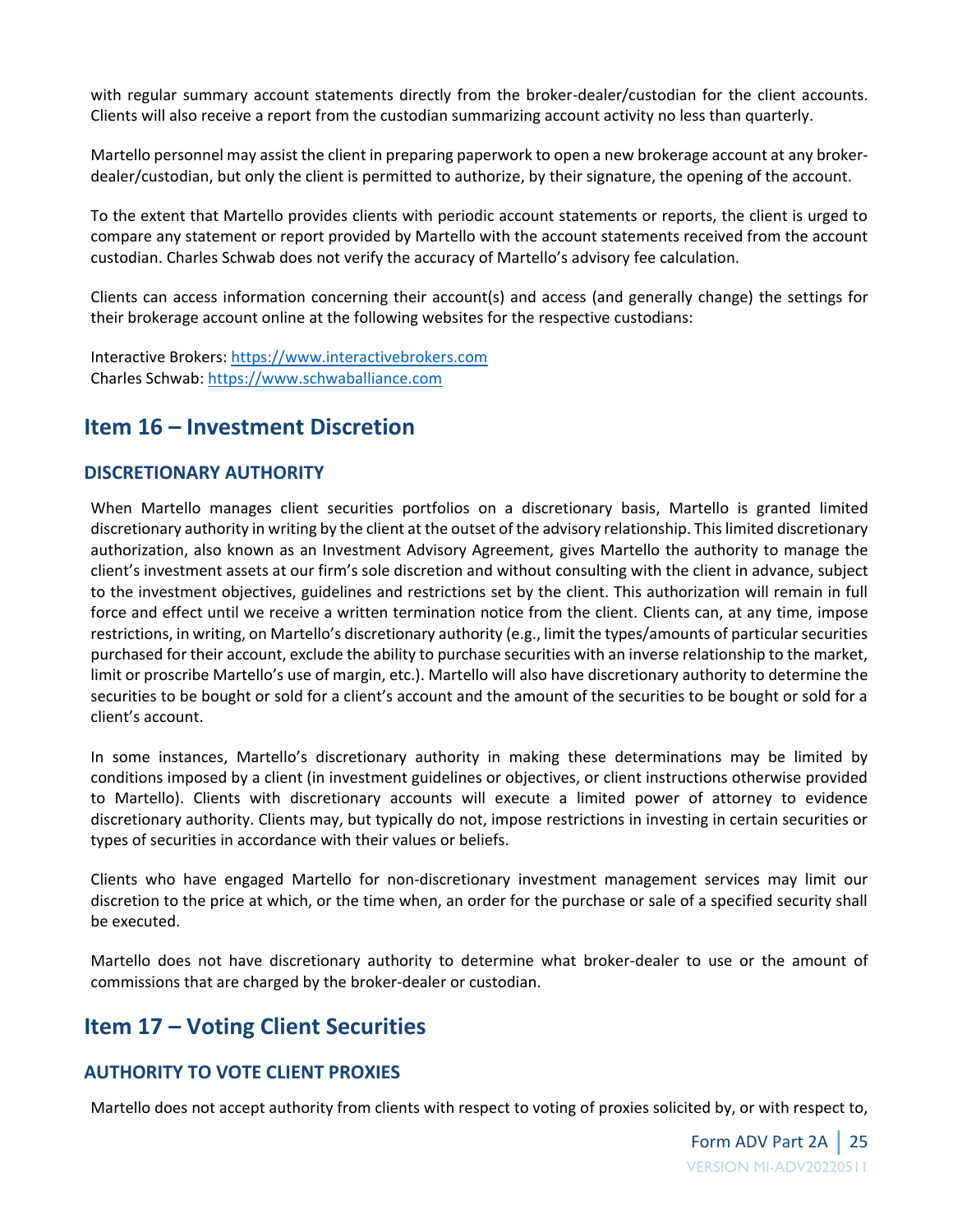with regular summary account statements directly from the broker-dealer/custodian for the client accounts. Clients will also receive a report from the custodian summarizing account activity no less than quarterly.

Martello personnel may assist the client in preparing paperwork to open a new brokerage account at any broker-dealer/custodian, but only the client is permitted to authorize, by their signature, the opening of the account.

To the extent that Martello provides clients with periodic account statements or reports, the client is urged to compare any statement or report provided by Martello with the account statements received from the account custodian. Charles Schwab does not verify the accuracy of Martello's advisory fee calculation.

Clients can access information concerning their account(s) and access (and generally change) the settings for their brokerage account online at the following websites for the respective custodians:

Interactive Brokers: https://www.interactivebrokers.com
Charles Schwab: https://www.schwaballiance.com

## Item 16 – Investment Discretion

### DISCRETIONARY AUTHORITY

When Martello manages client securities portfolios on a discretionary basis, Martello is granted limited discretionary authority in writing by the client at the outset of the advisory relationship. This limited discretionary authorization, also known as an Investment Advisory Agreement, gives Martello the authority to manage the client's investment assets at our firm's sole discretion and without consulting with the client in advance, subject to the investment objectives, guidelines and restrictions set by the client. This authorization will remain in full force and effect until we receive a written termination notice from the client. Clients can, at any time, impose restrictions, in writing, on Martello's discretionary authority (e.g., limit the types/amounts of particular securities purchased for their account, exclude the ability to purchase securities with an inverse relationship to the market, limit or proscribe Martello's use of margin, etc.). Martello will also have discretionary authority to determine the securities to be bought or sold for a client's account and the amount of the securities to be bought or sold for a client's account.

In some instances, Martello's discretionary authority in making these determinations may be limited by conditions imposed by a client (in investment guidelines or objectives, or client instructions otherwise provided to Martello). Clients with discretionary accounts will execute a limited power of attorney to evidence discretionary authority. Clients may, but typically do not, impose restrictions in investing in certain securities or types of securities in accordance with their values or beliefs.

Clients who have engaged Martello for non-discretionary investment management services may limit our discretion to the price at which, or the time when, an order for the purchase or sale of a specified security shall be executed.

Martello does not have discretionary authority to determine what broker-dealer to use or the amount of commissions that are charged by the broker-dealer or custodian.

## Item 17 – Voting Client Securities

### AUTHORITY TO VOTE CLIENT PROXIES

Martello does not accept authority from clients with respect to voting of proxies solicited by, or with respect to,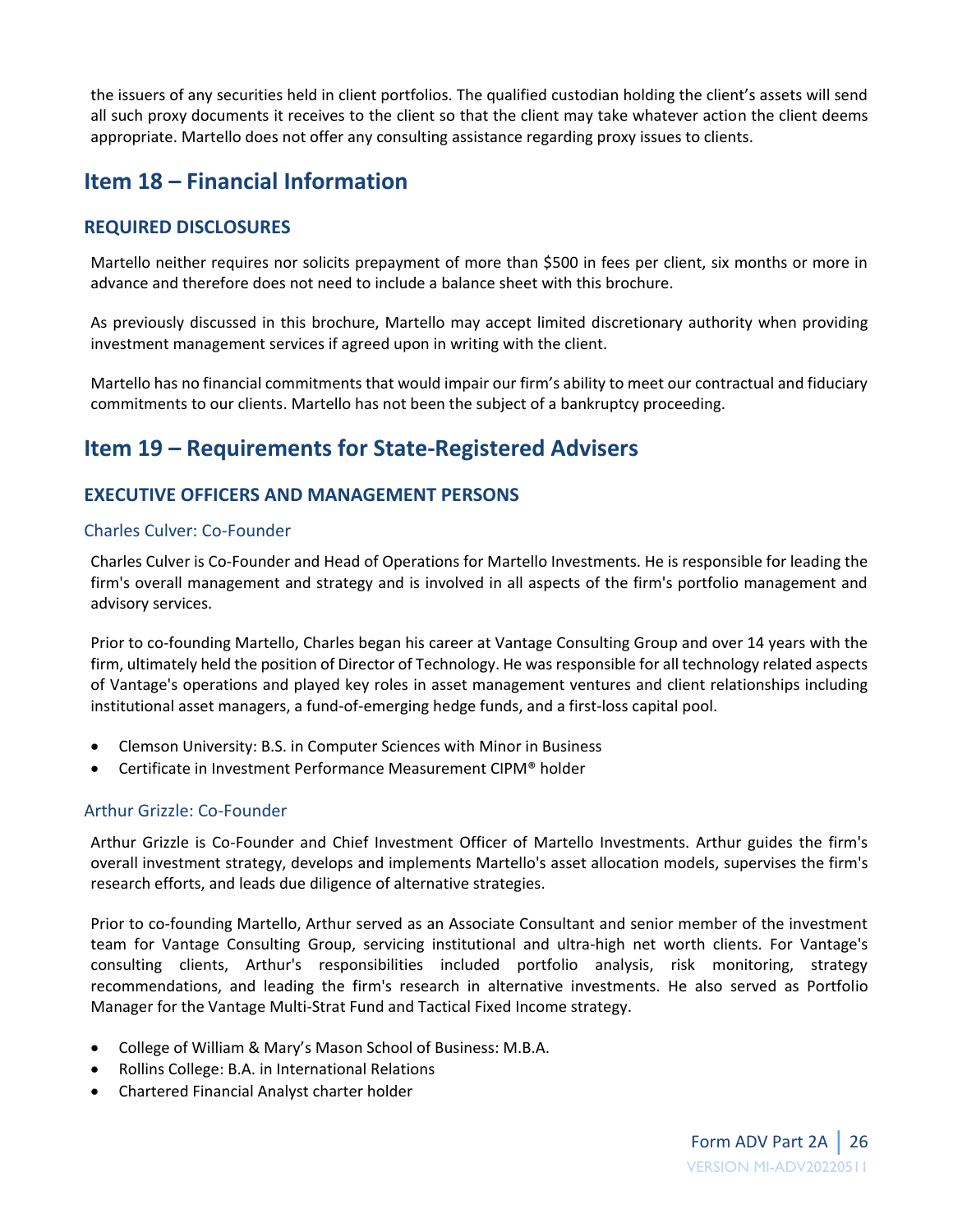the issuers of any securities held in client portfolios. The qualified custodian holding the client's assets will send all such proxy documents it receives to the client so that the client may take whatever action the client deems appropriate. Martello does not offer any consulting assistance regarding proxy issues to clients.

## Item 18 – Financial Information

### REQUIRED DISCLOSURES

Martello neither requires nor solicits prepayment of more than $500 in fees per client, six months or more in advance and therefore does not need to include a balance sheet with this brochure.

As previously discussed in this brochure, Martello may accept limited discretionary authority when providing investment management services if agreed upon in writing with the client.

Martello has no financial commitments that would impair our firm's ability to meet our contractual and fiduciary commitments to our clients. Martello has not been the subject of a bankruptcy proceeding.

## Item 19 – Requirements for State-Registered Advisers

### EXECUTIVE OFFICERS AND MANAGEMENT PERSONS

#### Charles Culver: Co-Founder

Charles Culver is Co-Founder and Head of Operations for Martello Investments. He is responsible for leading the firm's overall management and strategy and is involved in all aspects of the firm's portfolio management and advisory services.

Prior to co-founding Martello, Charles began his career at Vantage Consulting Group and over 14 years with the firm, ultimately held the position of Director of Technology. He was responsible for all technology related aspects of Vantage's operations and played key roles in asset management ventures and client relationships including institutional asset managers, a fund-of-emerging hedge funds, and a first-loss capital pool.

- Clemson University: B.S. in Computer Sciences with Minor in Business
- Certificate in Investment Performance Measurement CIPM® holder

#### Arthur Grizzle: Co-Founder

Arthur Grizzle is Co-Founder and Chief Investment Officer of Martello Investments. Arthur guides the firm's overall investment strategy, develops and implements Martello's asset allocation models, supervises the firm's research efforts, and leads due diligence of alternative strategies.

Prior to co-founding Martello, Arthur served as an Associate Consultant and senior member of the investment team for Vantage Consulting Group, servicing institutional and ultra-high net worth clients. For Vantage's consulting clients, Arthur's responsibilities included portfolio analysis, risk monitoring, strategy recommendations, and leading the firm's research in alternative investments. He also served as Portfolio Manager for the Vantage Multi-Strat Fund and Tactical Fixed Income strategy.

- College of William & Mary's Mason School of Business: M.B.A.
- Rollins College: B.A. in International Relations
- Chartered Financial Analyst charter holder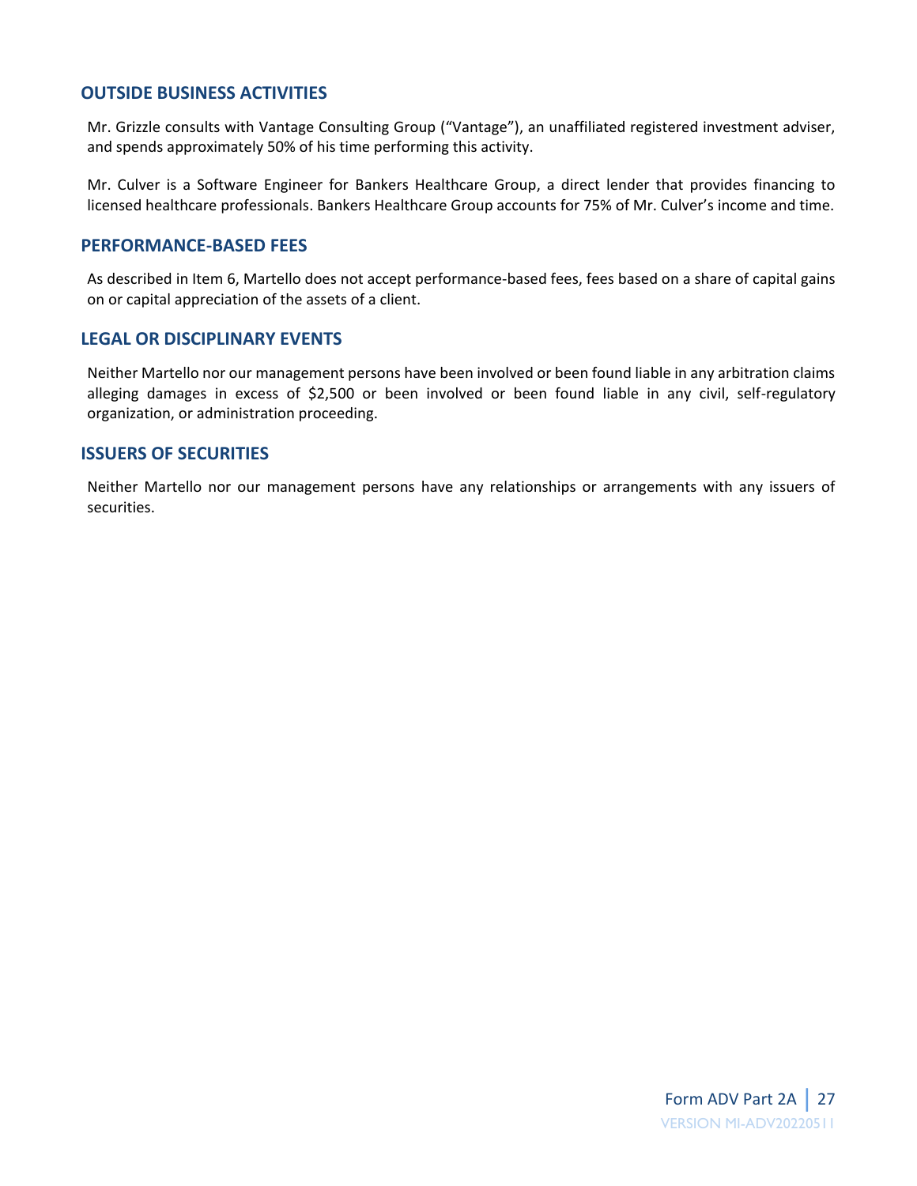## OUTSIDE BUSINESS ACTIVITIES

Mr. Grizzle consults with Vantage Consulting Group ("Vantage"), an unaffiliated registered investment adviser, and spends approximately 50% of his time performing this activity.

Mr. Culver is a Software Engineer for Bankers Healthcare Group, a direct lender that provides financing to licensed healthcare professionals. Bankers Healthcare Group accounts for 75% of Mr. Culver's income and time.

## PERFORMANCE-BASED FEES

As described in Item 6, Martello does not accept performance-based fees, fees based on a share of capital gains on or capital appreciation of the assets of a client.

## LEGAL OR DISCIPLINARY EVENTS

Neither Martello nor our management persons have been involved or been found liable in any arbitration claims alleging damages in excess of $2,500 or been involved or been found liable in any civil, self-regulatory organization, or administration proceeding.

## ISSUERS OF SECURITIES

Neither Martello nor our management persons have any relationships or arrangements with any issuers of securities.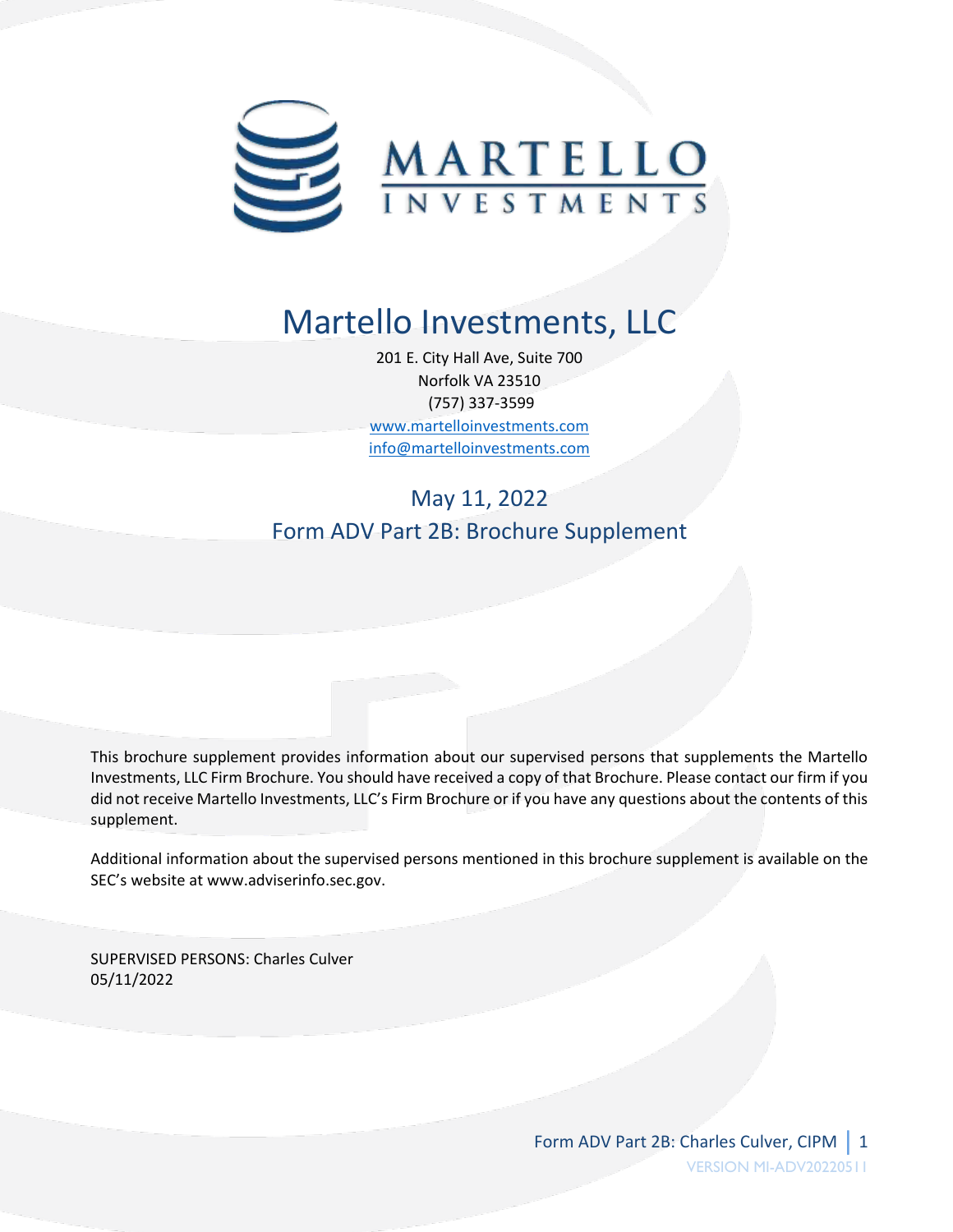MARTELLO INVESTMENTS

# Martello Investments, LLC

201 E. City Hall Ave, Suite 700
Norfolk VA 23510
(757) 337-3599
www.martelloinvestments.com
info@martelloinvestments.com

## May 11, 2022
## Form ADV Part 2B: Brochure Supplement

This brochure supplement provides information about our supervised persons that supplements the Martello Investments, LLC Firm Brochure. You should have received a copy of that Brochure. Please contact our firm if you did not receive Martello Investments, LLC's Firm Brochure or if you have any questions about the contents of this supplement.

Additional information about the supervised persons mentioned in this brochure supplement is available on the SEC's website at www.adviserinfo.sec.gov.

SUPERVISED PERSONS: Charles Culver
05/11/2022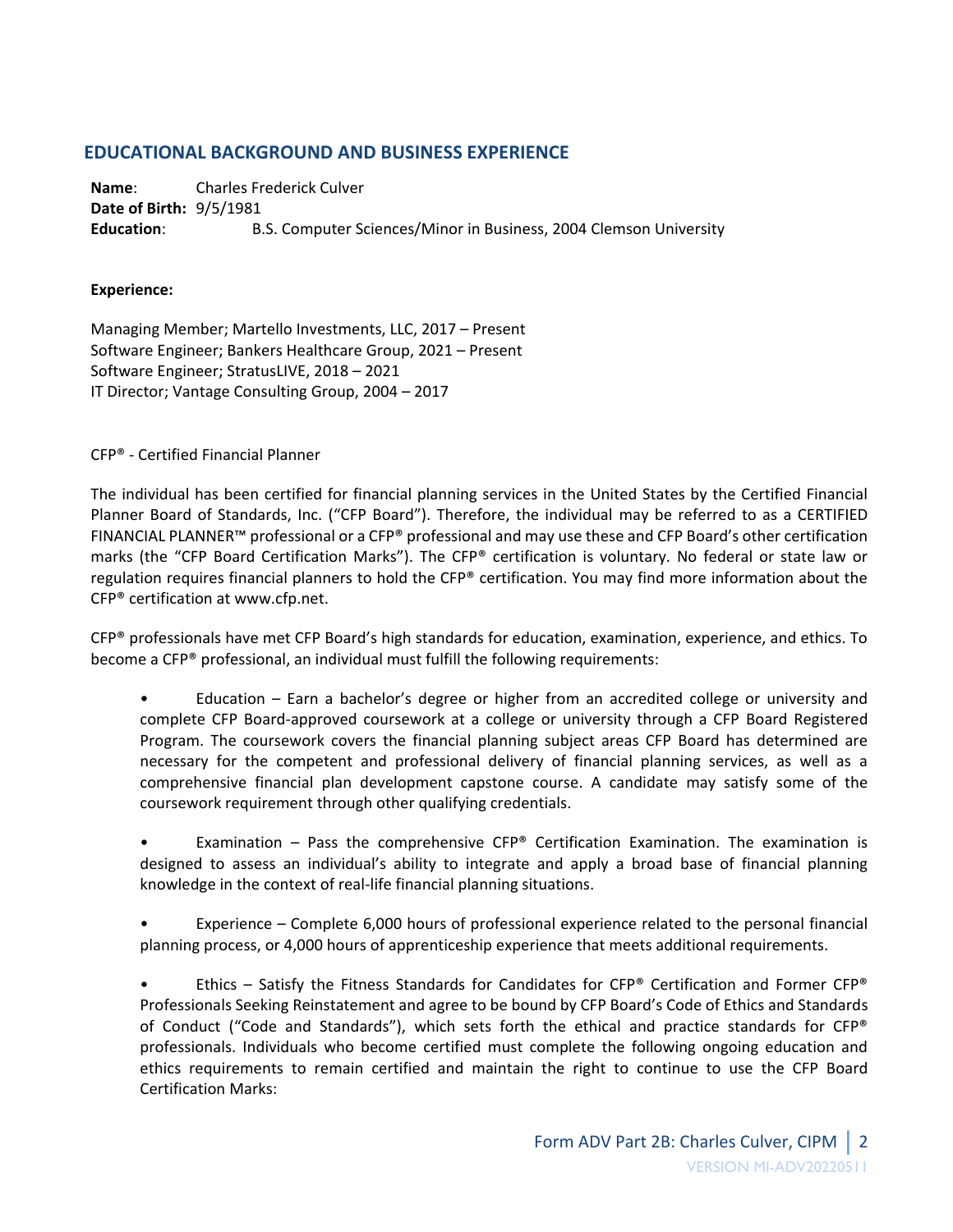## EDUCATIONAL BACKGROUND AND BUSINESS EXPERIENCE

**Name**: Charles Frederick Culver
**Date of Birth:** 9/5/1981
**Education**: B.S. Computer Sciences/Minor in Business, 2004 Clemson University

**Experience:**

Managing Member; Martello Investments, LLC, 2017 – Present
Software Engineer; Bankers Healthcare Group, 2021 – Present
Software Engineer; StratusLIVE, 2018 – 2021
IT Director; Vantage Consulting Group, 2004 – 2017

CFP® - Certified Financial Planner

The individual has been certified for financial planning services in the United States by the Certified Financial Planner Board of Standards, Inc. ("CFP Board"). Therefore, the individual may be referred to as a CERTIFIED FINANCIAL PLANNER™ professional or a CFP® professional and may use these and CFP Board's other certification marks (the "CFP Board Certification Marks"). The CFP® certification is voluntary. No federal or state law or regulation requires financial planners to hold the CFP® certification. You may find more information about the CFP® certification at www.cfp.net.

CFP® professionals have met CFP Board's high standards for education, examination, experience, and ethics. To become a CFP® professional, an individual must fulfill the following requirements:

- Education – Earn a bachelor's degree or higher from an accredited college or university and complete CFP Board-approved coursework at a college or university through a CFP Board Registered Program. The coursework covers the financial planning subject areas CFP Board has determined are necessary for the competent and professional delivery of financial planning services, as well as a comprehensive financial plan development capstone course. A candidate may satisfy some of the coursework requirement through other qualifying credentials.

- Examination – Pass the comprehensive CFP® Certification Examination. The examination is designed to assess an individual's ability to integrate and apply a broad base of financial planning knowledge in the context of real-life financial planning situations.

- Experience – Complete 6,000 hours of professional experience related to the personal financial planning process, or 4,000 hours of apprenticeship experience that meets additional requirements.

- Ethics – Satisfy the Fitness Standards for Candidates for CFP® Certification and Former CFP® Professionals Seeking Reinstatement and agree to be bound by CFP Board's Code of Ethics and Standards of Conduct ("Code and Standards"), which sets forth the ethical and practice standards for CFP® professionals. Individuals who become certified must complete the following ongoing education and ethics requirements to remain certified and maintain the right to continue to use the CFP Board Certification Marks: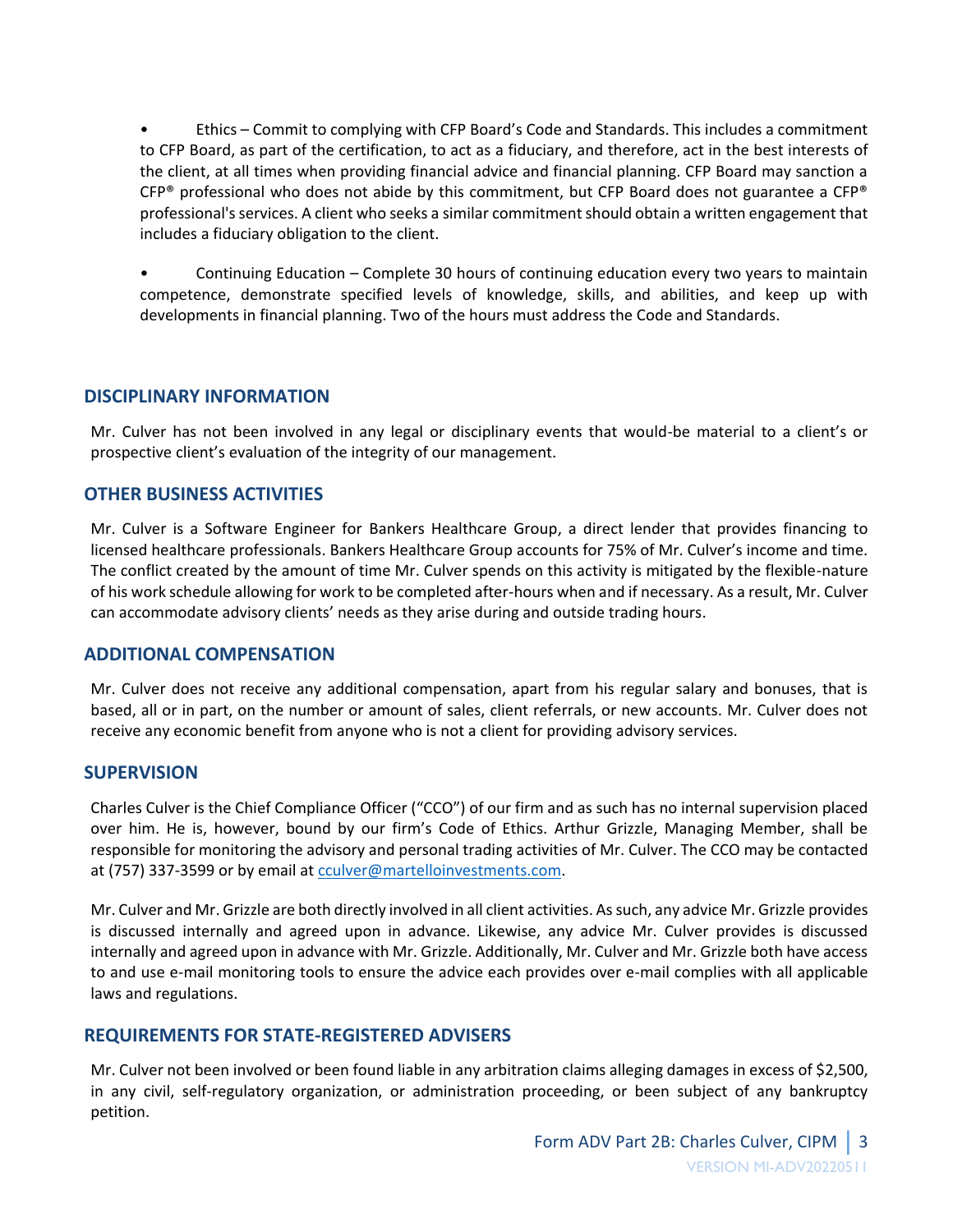- Ethics – Commit to complying with CFP Board's Code and Standards. This includes a commitment to CFP Board, as part of the certification, to act as a fiduciary, and therefore, act in the best interests of the client, at all times when providing financial advice and financial planning. CFP Board may sanction a CFP® professional who does not abide by this commitment, but CFP Board does not guarantee a CFP® professional's services. A client who seeks a similar commitment should obtain a written engagement that includes a fiduciary obligation to the client.

- Continuing Education – Complete 30 hours of continuing education every two years to maintain competence, demonstrate specified levels of knowledge, skills, and abilities, and keep up with developments in financial planning. Two of the hours must address the Code and Standards.

## DISCIPLINARY INFORMATION

Mr. Culver has not been involved in any legal or disciplinary events that would-be material to a client's or prospective client's evaluation of the integrity of our management.

## OTHER BUSINESS ACTIVITIES

Mr. Culver is a Software Engineer for Bankers Healthcare Group, a direct lender that provides financing to licensed healthcare professionals. Bankers Healthcare Group accounts for 75% of Mr. Culver's income and time. The conflict created by the amount of time Mr. Culver spends on this activity is mitigated by the flexible-nature of his work schedule allowing for work to be completed after-hours when and if necessary. As a result, Mr. Culver can accommodate advisory clients' needs as they arise during and outside trading hours.

## ADDITIONAL COMPENSATION

Mr. Culver does not receive any additional compensation, apart from his regular salary and bonuses, that is based, all or in part, on the number or amount of sales, client referrals, or new accounts. Mr. Culver does not receive any economic benefit from anyone who is not a client for providing advisory services.

## SUPERVISION

Charles Culver is the Chief Compliance Officer ("CCO") of our firm and as such has no internal supervision placed over him. He is, however, bound by our firm's Code of Ethics. Arthur Grizzle, Managing Member, shall be responsible for monitoring the advisory and personal trading activities of Mr. Culver. The CCO may be contacted at (757) 337-3599 or by email at cculver@martelloinvestments.com.

Mr. Culver and Mr. Grizzle are both directly involved in all client activities. As such, any advice Mr. Grizzle provides is discussed internally and agreed upon in advance. Likewise, any advice Mr. Culver provides is discussed internally and agreed upon in advance with Mr. Grizzle. Additionally, Mr. Culver and Mr. Grizzle both have access to and use e-mail monitoring tools to ensure the advice each provides over e-mail complies with all applicable laws and regulations.

## REQUIREMENTS FOR STATE-REGISTERED ADVISERS

Mr. Culver not been involved or been found liable in any arbitration claims alleging damages in excess of $2,500, in any civil, self-regulatory organization, or administration proceeding, or been subject of any bankruptcy petition.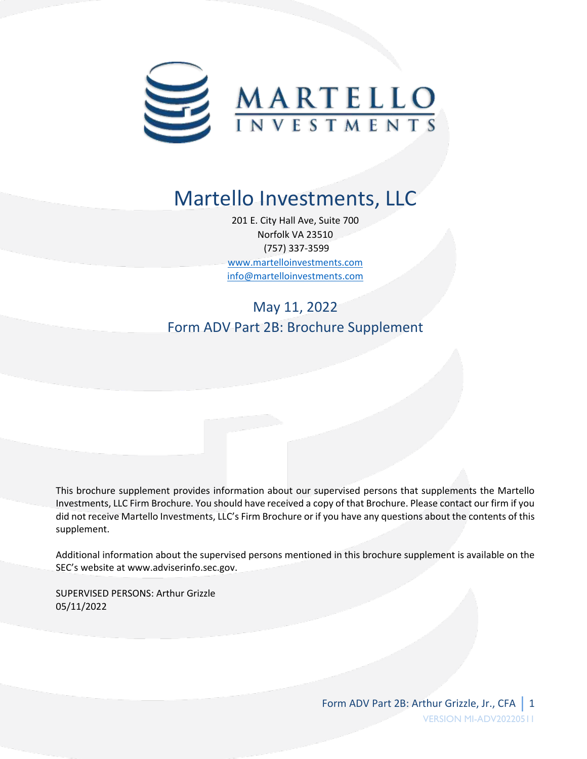# Martello Investments, LLC

201 E. City Hall Ave, Suite 700
Norfolk VA 23510
(757) 337-3599
www.martelloinvestments.com
info@martelloinvestments.com

## May 11, 2022
## Form ADV Part 2B: Brochure Supplement

This brochure supplement provides information about our supervised persons that supplements the Martello Investments, LLC Firm Brochure. You should have received a copy of that Brochure. Please contact our firm if you did not receive Martello Investments, LLC's Firm Brochure or if you have any questions about the contents of this supplement.

Additional information about the supervised persons mentioned in this brochure supplement is available on the SEC's website at www.adviserinfo.sec.gov.

SUPERVISED PERSONS: Arthur Grizzle
05/11/2022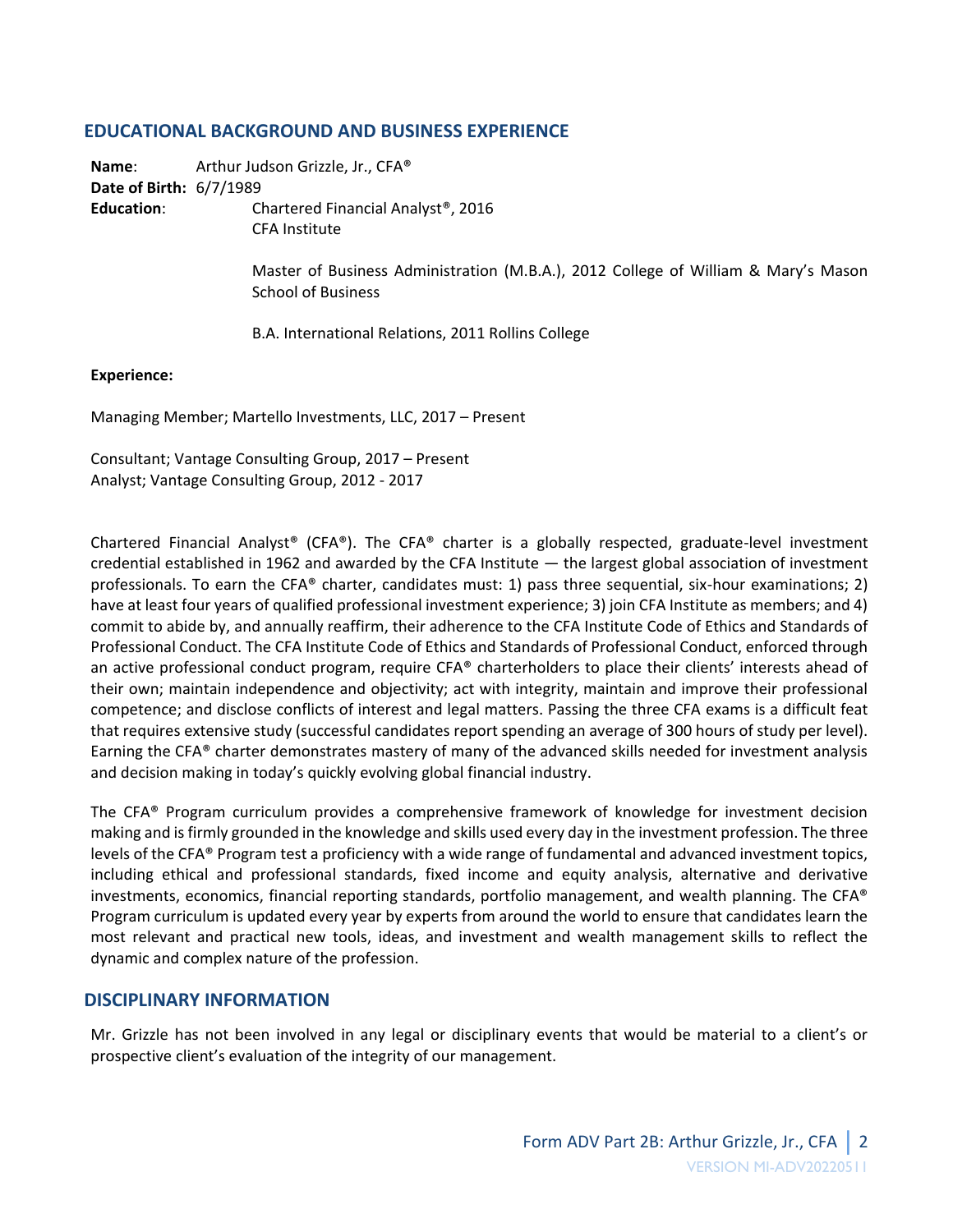## EDUCATIONAL BACKGROUND AND BUSINESS EXPERIENCE

**Name**: Arthur Judson Grizzle, Jr., CFA®

**Date of Birth:** 6/7/1989

**Education**:

Chartered Financial Analyst®, 2016
CFA Institute

Master of Business Administration (M.B.A.), 2012 College of William & Mary's Mason School of Business

B.A. International Relations, 2011 Rollins College

**Experience:**

Managing Member; Martello Investments, LLC, 2017 – Present

Consultant; Vantage Consulting Group, 2017 – Present
Analyst; Vantage Consulting Group, 2012 - 2017

Chartered Financial Analyst® (CFA®). The CFA® charter is a globally respected, graduate-level investment credential established in 1962 and awarded by the CFA Institute — the largest global association of investment professionals. To earn the CFA® charter, candidates must: 1) pass three sequential, six-hour examinations; 2) have at least four years of qualified professional investment experience; 3) join CFA Institute as members; and 4) commit to abide by, and annually reaffirm, their adherence to the CFA Institute Code of Ethics and Standards of Professional Conduct. The CFA Institute Code of Ethics and Standards of Professional Conduct, enforced through an active professional conduct program, require CFA® charterholders to place their clients' interests ahead of their own; maintain independence and objectivity; act with integrity, maintain and improve their professional competence; and disclose conflicts of interest and legal matters. Passing the three CFA exams is a difficult feat that requires extensive study (successful candidates report spending an average of 300 hours of study per level). Earning the CFA® charter demonstrates mastery of many of the advanced skills needed for investment analysis and decision making in today's quickly evolving global financial industry.

The CFA® Program curriculum provides a comprehensive framework of knowledge for investment decision making and is firmly grounded in the knowledge and skills used every day in the investment profession. The three levels of the CFA® Program test a proficiency with a wide range of fundamental and advanced investment topics, including ethical and professional standards, fixed income and equity analysis, alternative and derivative investments, economics, financial reporting standards, portfolio management, and wealth planning. The CFA® Program curriculum is updated every year by experts from around the world to ensure that candidates learn the most relevant and practical new tools, ideas, and investment and wealth management skills to reflect the dynamic and complex nature of the profession.

## DISCIPLINARY INFORMATION

Mr. Grizzle has not been involved in any legal or disciplinary events that would be material to a client's or prospective client's evaluation of the integrity of our management.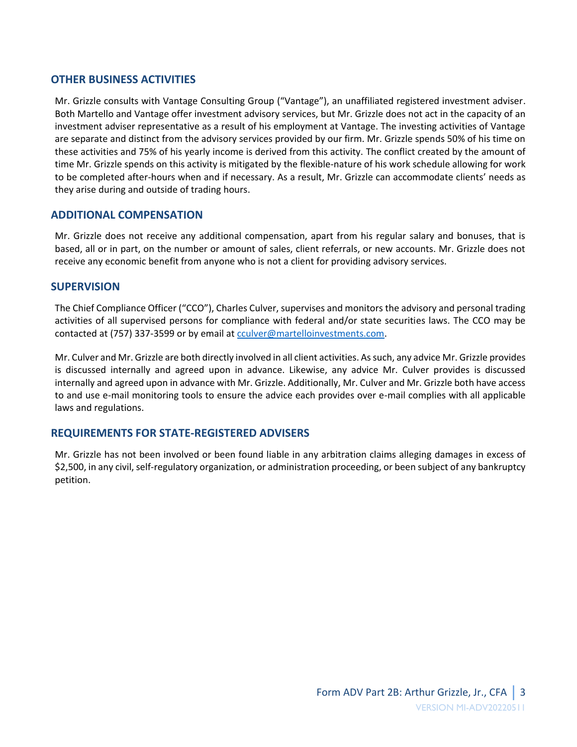## OTHER BUSINESS ACTIVITIES

Mr. Grizzle consults with Vantage Consulting Group ("Vantage"), an unaffiliated registered investment adviser. Both Martello and Vantage offer investment advisory services, but Mr. Grizzle does not act in the capacity of an investment adviser representative as a result of his employment at Vantage. The investing activities of Vantage are separate and distinct from the advisory services provided by our firm. Mr. Grizzle spends 50% of his time on these activities and 75% of his yearly income is derived from this activity. The conflict created by the amount of time Mr. Grizzle spends on this activity is mitigated by the flexible-nature of his work schedule allowing for work to be completed after-hours when and if necessary. As a result, Mr. Grizzle can accommodate clients' needs as they arise during and outside of trading hours.

## ADDITIONAL COMPENSATION

Mr. Grizzle does not receive any additional compensation, apart from his regular salary and bonuses, that is based, all or in part, on the number or amount of sales, client referrals, or new accounts. Mr. Grizzle does not receive any economic benefit from anyone who is not a client for providing advisory services.

## SUPERVISION

The Chief Compliance Officer ("CCO"), Charles Culver, supervises and monitors the advisory and personal trading activities of all supervised persons for compliance with federal and/or state securities laws. The CCO may be contacted at (757) 337-3599 or by email at cculver@martelloinvestments.com.

Mr. Culver and Mr. Grizzle are both directly involved in all client activities. As such, any advice Mr. Grizzle provides is discussed internally and agreed upon in advance. Likewise, any advice Mr. Culver provides is discussed internally and agreed upon in advance with Mr. Grizzle. Additionally, Mr. Culver and Mr. Grizzle both have access to and use e-mail monitoring tools to ensure the advice each provides over e-mail complies with all applicable laws and regulations.

## REQUIREMENTS FOR STATE-REGISTERED ADVISERS

Mr. Grizzle has not been involved or been found liable in any arbitration claims alleging damages in excess of $2,500, in any civil, self-regulatory organization, or administration proceeding, or been subject of any bankruptcy petition.